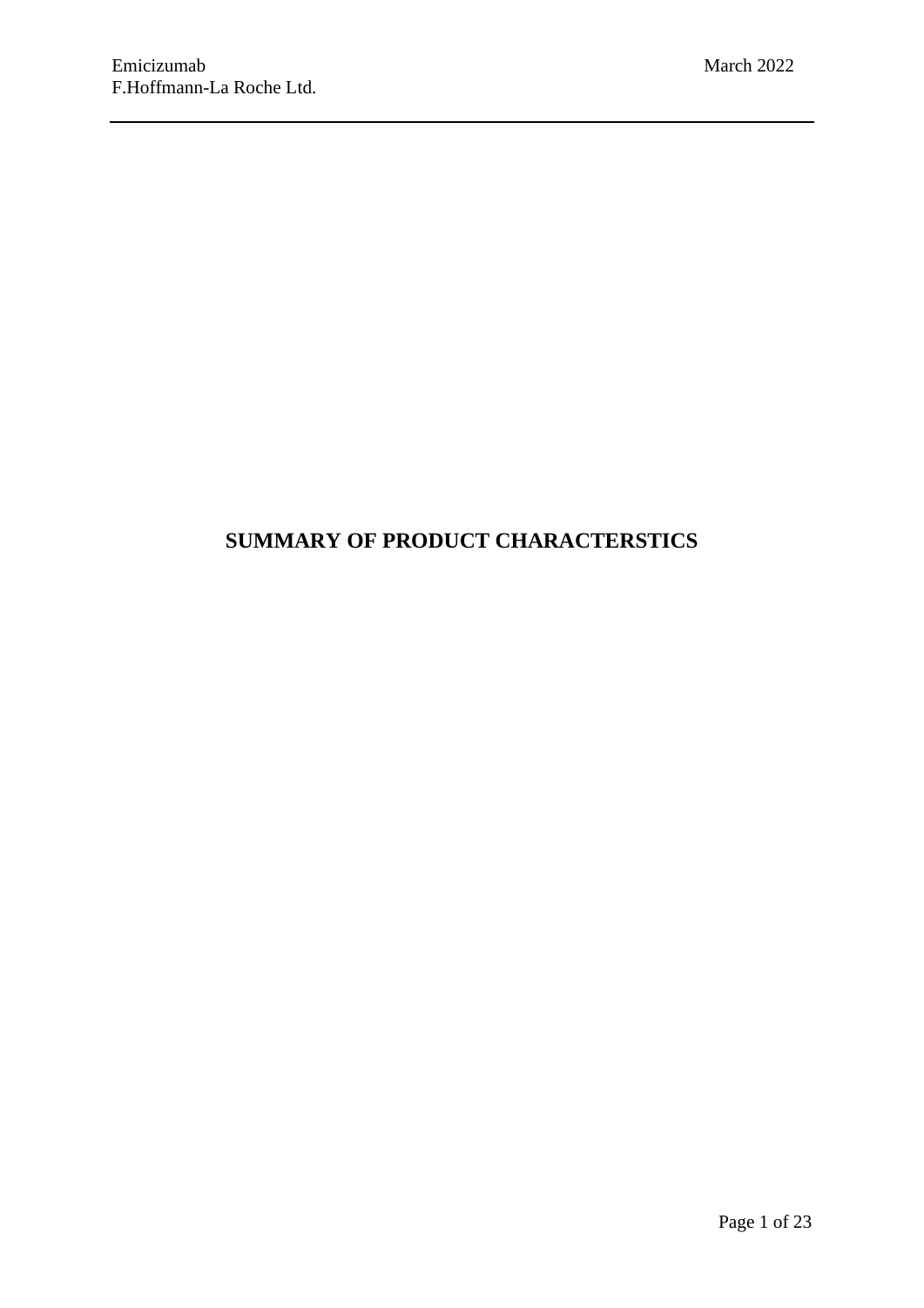# SUMMARY OF PRODUCT CHARACTERSTICS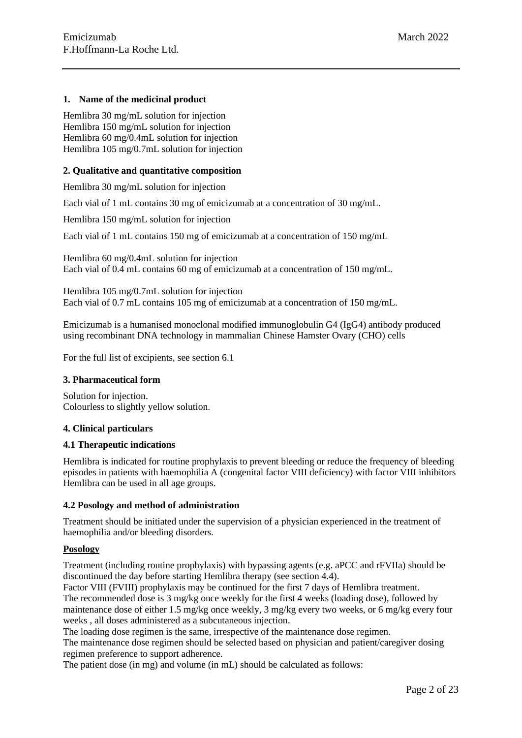## 1. Name of the medicinal product

Hemlibra 30 mg/mL solution for injection
Hemlibra 150 mg/mL solution for injection
Hemlibra 60 mg/0.4mL solution for injection
Hemlibra 105 mg/0.7mL solution for injection

## 2. Qualitative and quantitative composition

Hemlibra 30 mg/mL solution for injection

Each vial of 1 mL contains 30 mg of emicizumab at a concentration of 30 mg/mL.

Hemlibra 150 mg/mL solution for injection

Each vial of 1 mL contains 150 mg of emicizumab at a concentration of 150 mg/mL

Hemlibra 60 mg/0.4mL solution for injection
Each vial of 0.4 mL contains 60 mg of emicizumab at a concentration of 150 mg/mL.

Hemlibra 105 mg/0.7mL solution for injection
Each vial of 0.7 mL contains 105 mg of emicizumab at a concentration of 150 mg/mL.

Emicizumab is a humanised monoclonal modified immunoglobulin G4 (IgG4) antibody produced using recombinant DNA technology in mammalian Chinese Hamster Ovary (CHO) cells

For the full list of excipients, see section 6.1

## 3. Pharmaceutical form

Solution for injection.
Colourless to slightly yellow solution.

## 4. Clinical particulars

### 4.1 Therapeutic indications

Hemlibra is indicated for routine prophylaxis to prevent bleeding or reduce the frequency of bleeding episodes in patients with haemophilia A (congenital factor VIII deficiency) with factor VIII inhibitors Hemlibra can be used in all age groups.

### 4.2 Posology and method of administration

Treatment should be initiated under the supervision of a physician experienced in the treatment of haemophilia and/or bleeding disorders.

**Posology**

Treatment (including routine prophylaxis) with bypassing agents (e.g. aPCC and rFVIIa) should be discontinued the day before starting Hemlibra therapy (see section 4.4).
Factor VIII (FVIII) prophylaxis may be continued for the first 7 days of Hemlibra treatment.
The recommended dose is 3 mg/kg once weekly for the first 4 weeks (loading dose), followed by maintenance dose of either 1.5 mg/kg once weekly, 3 mg/kg every two weeks, or 6 mg/kg every four weeks , all doses administered as a subcutaneous injection.
The loading dose regimen is the same, irrespective of the maintenance dose regimen.
The maintenance dose regimen should be selected based on physician and patient/caregiver dosing regimen preference to support adherence.
The patient dose (in mg) and volume (in mL) should be calculated as follows: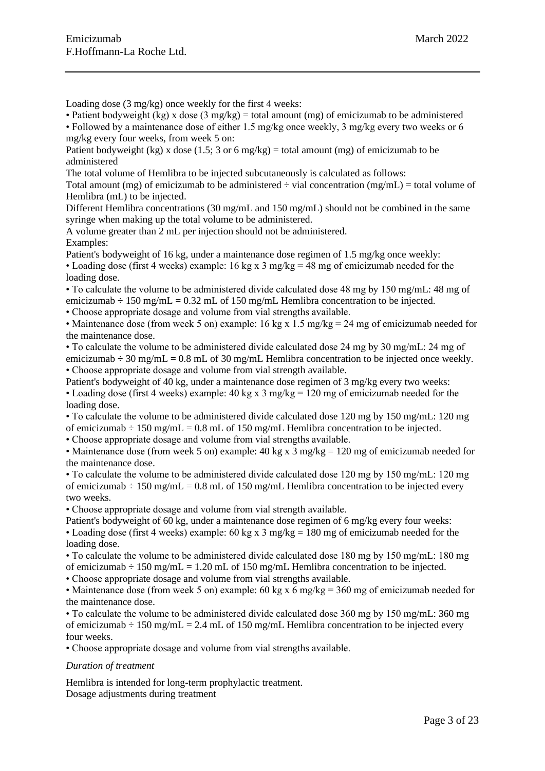Loading dose (3 mg/kg) once weekly for the first 4 weeks:

• Patient bodyweight (kg) x dose (3 mg/kg) = total amount (mg) of emicizumab to be administered

• Followed by a maintenance dose of either 1.5 mg/kg once weekly, 3 mg/kg every two weeks or 6 mg/kg every four weeks, from week 5 on:

Patient bodyweight (kg) x dose (1.5; 3 or 6 mg/kg) = total amount (mg) of emicizumab to be administered

The total volume of Hemlibra to be injected subcutaneously is calculated as follows:

Total amount (mg) of emicizumab to be administered ÷ vial concentration (mg/mL) = total volume of Hemlibra (mL) to be injected.

Different Hemlibra concentrations (30 mg/mL and 150 mg/mL) should not be combined in the same syringe when making up the total volume to be administered.

A volume greater than 2 mL per injection should not be administered.

Examples:

Patient's bodyweight of 16 kg, under a maintenance dose regimen of 1.5 mg/kg once weekly:

• Loading dose (first 4 weeks) example: 16 kg x 3 mg/kg = 48 mg of emicizumab needed for the loading dose.

• To calculate the volume to be administered divide calculated dose 48 mg by 150 mg/mL: 48 mg of emicizumab ÷ 150 mg/mL = 0.32 mL of 150 mg/mL Hemlibra concentration to be injected.

• Choose appropriate dosage and volume from vial strengths available.

• Maintenance dose (from week 5 on) example: 16 kg x 1.5 mg/kg = 24 mg of emicizumab needed for the maintenance dose.

• To calculate the volume to be administered divide calculated dose 24 mg by 30 mg/mL: 24 mg of emicizumab ÷ 30 mg/mL = 0.8 mL of 30 mg/mL Hemlibra concentration to be injected once weekly.

• Choose appropriate dosage and volume from vial strength available.

Patient's bodyweight of 40 kg, under a maintenance dose regimen of 3 mg/kg every two weeks:

• Loading dose (first 4 weeks) example: 40 kg x 3 mg/kg = 120 mg of emicizumab needed for the loading dose.

• To calculate the volume to be administered divide calculated dose 120 mg by 150 mg/mL: 120 mg of emicizumab ÷ 150 mg/mL = 0.8 mL of 150 mg/mL Hemlibra concentration to be injected.

• Choose appropriate dosage and volume from vial strengths available.

• Maintenance dose (from week 5 on) example: 40 kg x 3 mg/kg = 120 mg of emicizumab needed for the maintenance dose.

• To calculate the volume to be administered divide calculated dose 120 mg by 150 mg/mL: 120 mg of emicizumab ÷ 150 mg/mL = 0.8 mL of 150 mg/mL Hemlibra concentration to be injected every two weeks.

• Choose appropriate dosage and volume from vial strength available.

Patient's bodyweight of 60 kg, under a maintenance dose regimen of 6 mg/kg every four weeks:

• Loading dose (first 4 weeks) example: 60 kg x 3 mg/kg = 180 mg of emicizumab needed for the loading dose.

• To calculate the volume to be administered divide calculated dose 180 mg by 150 mg/mL: 180 mg of emicizumab ÷ 150 mg/mL = 1.20 mL of 150 mg/mL Hemlibra concentration to be injected.

• Choose appropriate dosage and volume from vial strengths available.

• Maintenance dose (from week 5 on) example: 60 kg x 6 mg/kg = 360 mg of emicizumab needed for the maintenance dose.

• To calculate the volume to be administered divide calculated dose 360 mg by 150 mg/mL: 360 mg of emicizumab ÷ 150 mg/mL = 2.4 mL of 150 mg/mL Hemlibra concentration to be injected every four weeks.

• Choose appropriate dosage and volume from vial strengths available.

*Duration of treatment*

Hemlibra is intended for long-term prophylactic treatment.

Dosage adjustments during treatment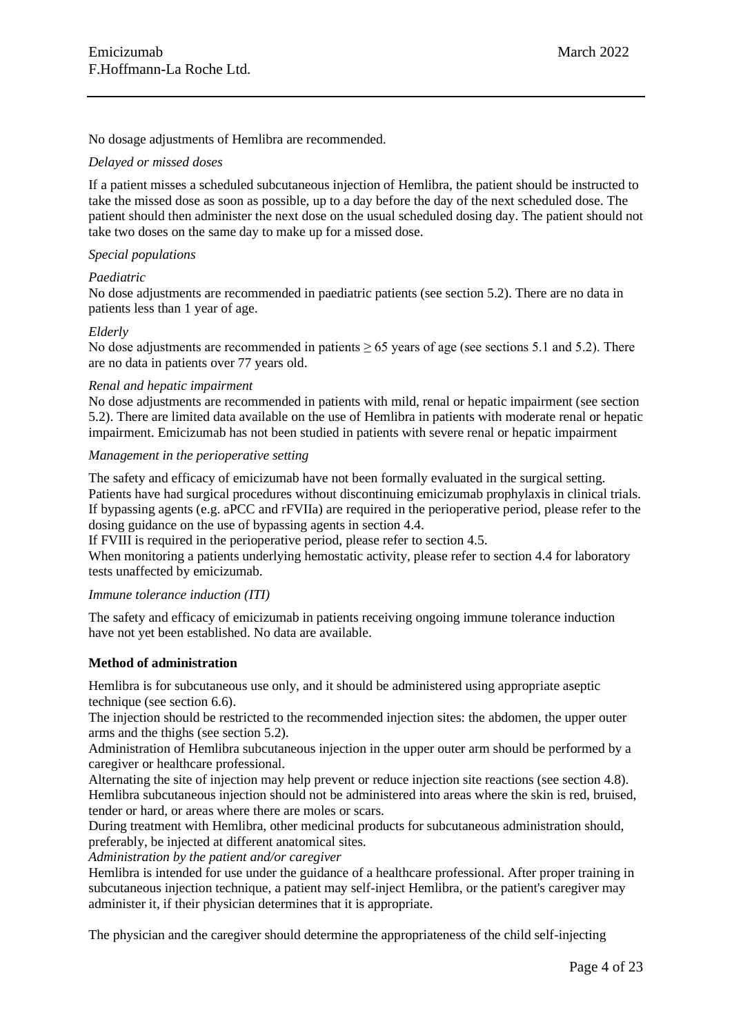No dosage adjustments of Hemlibra are recommended.

*Delayed or missed doses*

If a patient misses a scheduled subcutaneous injection of Hemlibra, the patient should be instructed to take the missed dose as soon as possible, up to a day before the day of the next scheduled dose. The patient should then administer the next dose on the usual scheduled dosing day. The patient should not take two doses on the same day to make up for a missed dose.

*Special populations*

*Paediatric*

No dose adjustments are recommended in paediatric patients (see section 5.2). There are no data in patients less than 1 year of age.

*Elderly*

No dose adjustments are recommended in patients ≥ 65 years of age (see sections 5.1 and 5.2). There are no data in patients over 77 years old.

*Renal and hepatic impairment*

No dose adjustments are recommended in patients with mild, renal or hepatic impairment (see section 5.2). There are limited data available on the use of Hemlibra in patients with moderate renal or hepatic impairment. Emicizumab has not been studied in patients with severe renal or hepatic impairment

*Management in the perioperative setting*

The safety and efficacy of emicizumab have not been formally evaluated in the surgical setting. Patients have had surgical procedures without discontinuing emicizumab prophylaxis in clinical trials. If bypassing agents (e.g. aPCC and rFVIIa) are required in the perioperative period, please refer to the dosing guidance on the use of bypassing agents in section 4.4.

If FVIII is required in the perioperative period, please refer to section 4.5.

When monitoring a patients underlying hemostatic activity, please refer to section 4.4 for laboratory tests unaffected by emicizumab.

*Immune tolerance induction (ITI)*

The safety and efficacy of emicizumab in patients receiving ongoing immune tolerance induction have not yet been established. No data are available.

**Method of administration**

Hemlibra is for subcutaneous use only, and it should be administered using appropriate aseptic technique (see section 6.6).

The injection should be restricted to the recommended injection sites: the abdomen, the upper outer arms and the thighs (see section 5.2).

Administration of Hemlibra subcutaneous injection in the upper outer arm should be performed by a caregiver or healthcare professional.

Alternating the site of injection may help prevent or reduce injection site reactions (see section 4.8). Hemlibra subcutaneous injection should not be administered into areas where the skin is red, bruised, tender or hard, or areas where there are moles or scars.

During treatment with Hemlibra, other medicinal products for subcutaneous administration should, preferably, be injected at different anatomical sites.

*Administration by the patient and/or caregiver*

Hemlibra is intended for use under the guidance of a healthcare professional. After proper training in subcutaneous injection technique, a patient may self-inject Hemlibra, or the patient's caregiver may administer it, if their physician determines that it is appropriate.

The physician and the caregiver should determine the appropriateness of the child self-injecting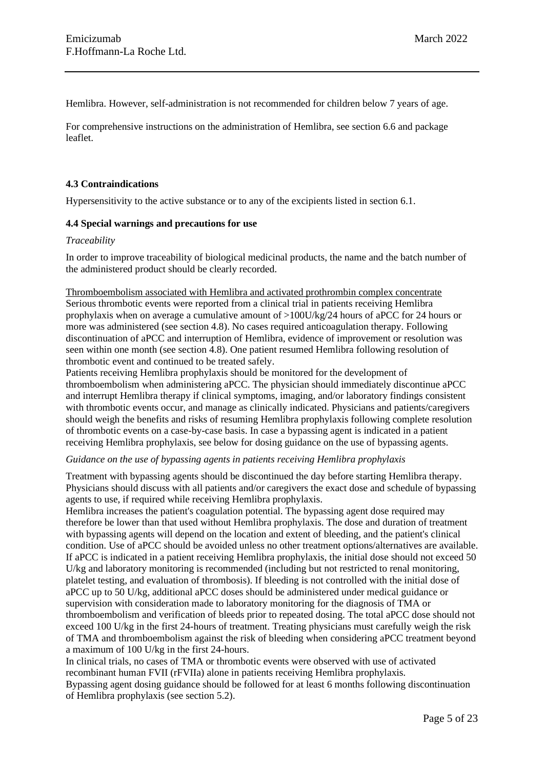Hemlibra. However, self-administration is not recommended for children below 7 years of age.

For comprehensive instructions on the administration of Hemlibra, see section 6.6 and package leaflet.

### 4.3 Contraindications

Hypersensitivity to the active substance or to any of the excipients listed in section 6.1.

### 4.4 Special warnings and precautions for use

*Traceability*

In order to improve traceability of biological medicinal products, the name and the batch number of the administered product should be clearly recorded.

Thromboembolism associated with Hemlibra and activated prothrombin complex concentrate

Serious thrombotic events were reported from a clinical trial in patients receiving Hemlibra prophylaxis when on average a cumulative amount of >100U/kg/24 hours of aPCC for 24 hours or more was administered (see section 4.8). No cases required anticoagulation therapy. Following discontinuation of aPCC and interruption of Hemlibra, evidence of improvement or resolution was seen within one month (see section 4.8). One patient resumed Hemlibra following resolution of thrombotic event and continued to be treated safely.

Patients receiving Hemlibra prophylaxis should be monitored for the development of thromboembolism when administering aPCC. The physician should immediately discontinue aPCC and interrupt Hemlibra therapy if clinical symptoms, imaging, and/or laboratory findings consistent with thrombotic events occur, and manage as clinically indicated. Physicians and patients/caregivers should weigh the benefits and risks of resuming Hemlibra prophylaxis following complete resolution of thrombotic events on a case-by-case basis. In case a bypassing agent is indicated in a patient receiving Hemlibra prophylaxis, see below for dosing guidance on the use of bypassing agents.

*Guidance on the use of bypassing agents in patients receiving Hemlibra prophylaxis*

Treatment with bypassing agents should be discontinued the day before starting Hemlibra therapy. Physicians should discuss with all patients and/or caregivers the exact dose and schedule of bypassing agents to use, if required while receiving Hemlibra prophylaxis.

Hemlibra increases the patient's coagulation potential. The bypassing agent dose required may therefore be lower than that used without Hemlibra prophylaxis. The dose and duration of treatment with bypassing agents will depend on the location and extent of bleeding, and the patient's clinical condition. Use of aPCC should be avoided unless no other treatment options/alternatives are available. If aPCC is indicated in a patient receiving Hemlibra prophylaxis, the initial dose should not exceed 50 U/kg and laboratory monitoring is recommended (including but not restricted to renal monitoring, platelet testing, and evaluation of thrombosis). If bleeding is not controlled with the initial dose of aPCC up to 50 U/kg, additional aPCC doses should be administered under medical guidance or supervision with consideration made to laboratory monitoring for the diagnosis of TMA or thromboembolism and verification of bleeds prior to repeated dosing. The total aPCC dose should not exceed 100 U/kg in the first 24-hours of treatment. Treating physicians must carefully weigh the risk of TMA and thromboembolism against the risk of bleeding when considering aPCC treatment beyond a maximum of 100 U/kg in the first 24-hours.

In clinical trials, no cases of TMA or thrombotic events were observed with use of activated recombinant human FVII (rFVIIa) alone in patients receiving Hemlibra prophylaxis.

Bypassing agent dosing guidance should be followed for at least 6 months following discontinuation of Hemlibra prophylaxis (see section 5.2).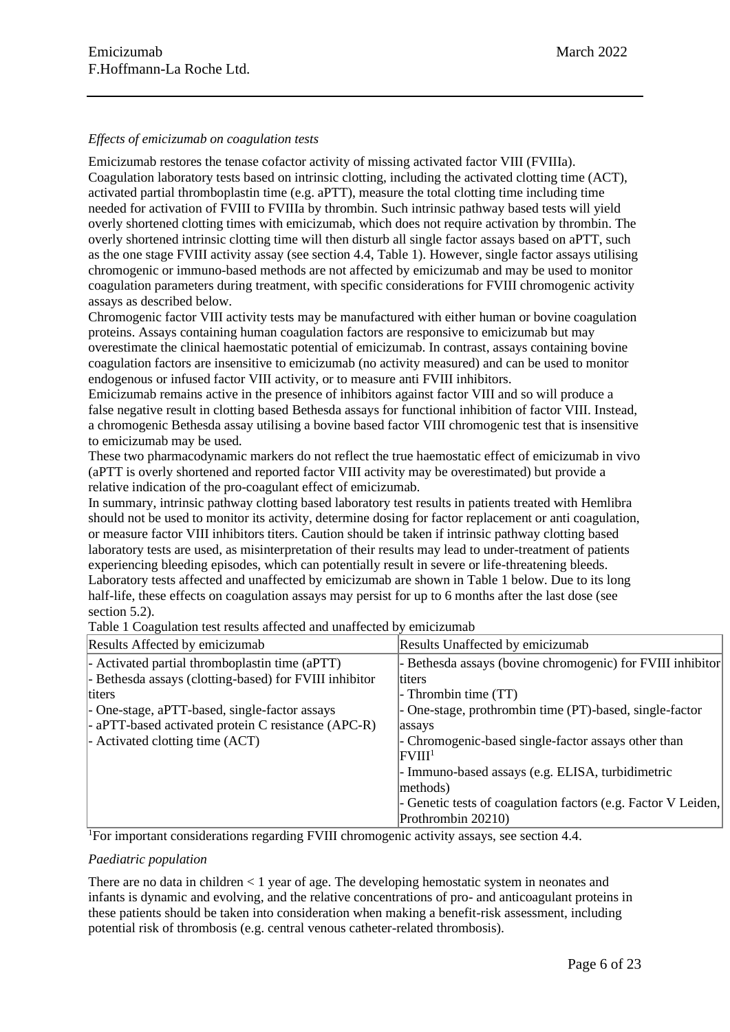*Effects of emicizumab on coagulation tests*

Emicizumab restores the tenase cofactor activity of missing activated factor VIII (FVIIIa). Coagulation laboratory tests based on intrinsic clotting, including the activated clotting time (ACT), activated partial thromboplastin time (e.g. aPTT), measure the total clotting time including time needed for activation of FVIII to FVIIIa by thrombin. Such intrinsic pathway based tests will yield overly shortened clotting times with emicizumab, which does not require activation by thrombin. The overly shortened intrinsic clotting time will then disturb all single factor assays based on aPTT, such as the one stage FVIII activity assay (see section 4.4, Table 1). However, single factor assays utilising chromogenic or immuno-based methods are not affected by emicizumab and may be used to monitor coagulation parameters during treatment, with specific considerations for FVIII chromogenic activity assays as described below.

Chromogenic factor VIII activity tests may be manufactured with either human or bovine coagulation proteins. Assays containing human coagulation factors are responsive to emicizumab but may overestimate the clinical haemostatic potential of emicizumab. In contrast, assays containing bovine coagulation factors are insensitive to emicizumab (no activity measured) and can be used to monitor endogenous or infused factor VIII activity, or to measure anti FVIII inhibitors.

Emicizumab remains active in the presence of inhibitors against factor VIII and so will produce a false negative result in clotting based Bethesda assays for functional inhibition of factor VIII. Instead, a chromogenic Bethesda assay utilising a bovine based factor VIII chromogenic test that is insensitive to emicizumab may be used.

These two pharmacodynamic markers do not reflect the true haemostatic effect of emicizumab in vivo (aPTT is overly shortened and reported factor VIII activity may be overestimated) but provide a relative indication of the pro-coagulant effect of emicizumab.

In summary, intrinsic pathway clotting based laboratory test results in patients treated with Hemlibra should not be used to monitor its activity, determine dosing for factor replacement or anti coagulation, or measure factor VIII inhibitors titers. Caution should be taken if intrinsic pathway clotting based laboratory tests are used, as misinterpretation of their results may lead to under-treatment of patients experiencing bleeding episodes, which can potentially result in severe or life-threatening bleeds.

Laboratory tests affected and unaffected by emicizumab are shown in Table 1 below. Due to its long half-life, these effects on coagulation assays may persist for up to 6 months after the last dose (see section 5.2).

Table 1 Coagulation test results affected and unaffected by emicizumab

| Results Affected by emicizumab | Results Unaffected by emicizumab |
|---|---|
| - Activated partial thromboplastin time (aPTT)<br>- Bethesda assays (clotting-based) for FVIII inhibitor titers<br>- One-stage, aPTT-based, single-factor assays<br>- aPTT-based activated protein C resistance (APC-R)<br>- Activated clotting time (ACT) | - Bethesda assays (bovine chromogenic) for FVIII inhibitor titers<br>- Thrombin time (TT)<br>- One-stage, prothrombin time (PT)-based, single-factor assays<br>- Chromogenic-based single-factor assays other than FVIII[1]<br>- Immuno-based assays (e.g. ELISA, turbidimetric methods)<br>- Genetic tests of coagulation factors (e.g. Factor V Leiden, Prothrombin 20210) |

[1]For important considerations regarding FVIII chromogenic activity assays, see section 4.4.

*Paediatric population*

There are no data in children < 1 year of age. The developing hemostatic system in neonates and infants is dynamic and evolving, and the relative concentrations of pro- and anticoagulant proteins in these patients should be taken into consideration when making a benefit-risk assessment, including potential risk of thrombosis (e.g. central venous catheter-related thrombosis).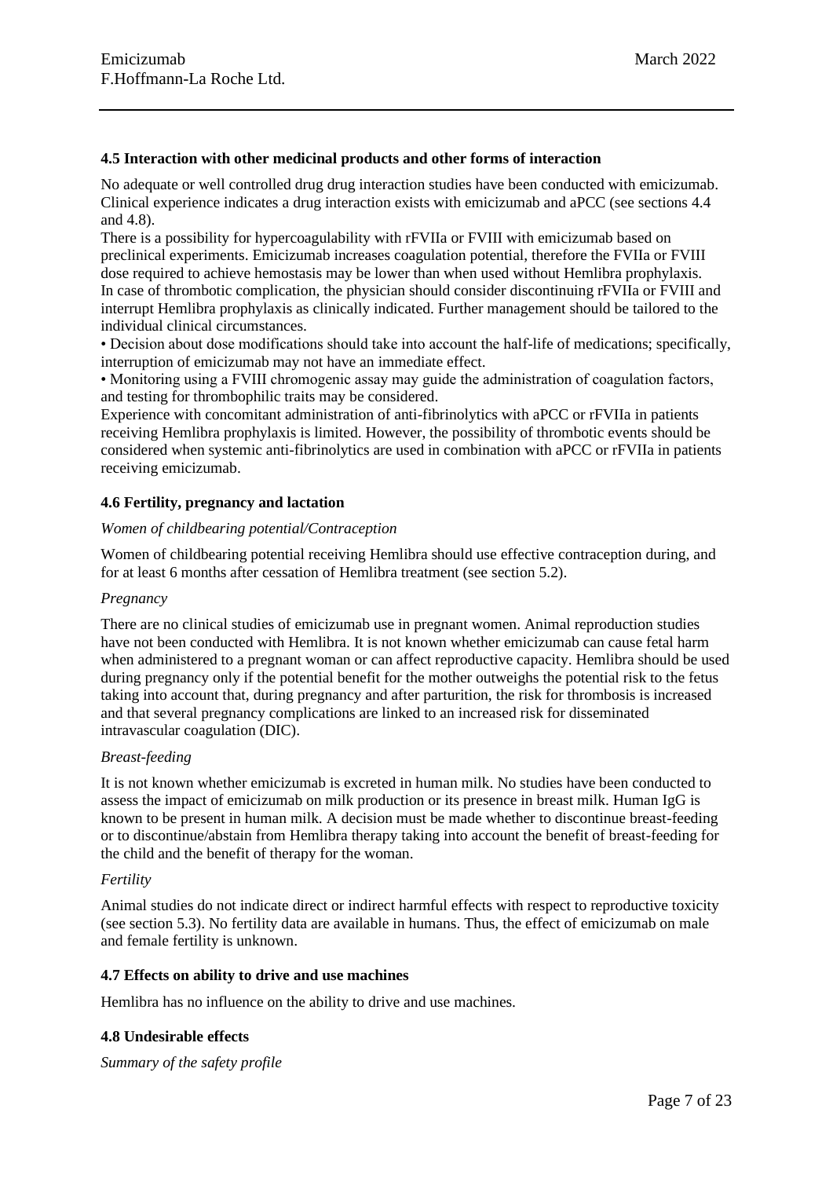### 4.5 Interaction with other medicinal products and other forms of interaction

No adequate or well controlled drug drug interaction studies have been conducted with emicizumab. Clinical experience indicates a drug interaction exists with emicizumab and aPCC (see sections 4.4 and 4.8).

There is a possibility for hypercoagulability with rFVIIa or FVIII with emicizumab based on preclinical experiments. Emicizumab increases coagulation potential, therefore the FVIIa or FVIII dose required to achieve hemostasis may be lower than when used without Hemlibra prophylaxis.

In case of thrombotic complication, the physician should consider discontinuing rFVIIa or FVIII and interrupt Hemlibra prophylaxis as clinically indicated. Further management should be tailored to the individual clinical circumstances.

- Decision about dose modifications should take into account the half-life of medications; specifically, interruption of emicizumab may not have an immediate effect.
- Monitoring using a FVIII chromogenic assay may guide the administration of coagulation factors, and testing for thrombophilic traits may be considered.

Experience with concomitant administration of anti-fibrinolytics with aPCC or rFVIIa in patients receiving Hemlibra prophylaxis is limited. However, the possibility of thrombotic events should be considered when systemic anti-fibrinolytics are used in combination with aPCC or rFVIIa in patients receiving emicizumab.

### 4.6 Fertility, pregnancy and lactation

*Women of childbearing potential/Contraception*

Women of childbearing potential receiving Hemlibra should use effective contraception during, and for at least 6 months after cessation of Hemlibra treatment (see section 5.2).

*Pregnancy*

There are no clinical studies of emicizumab use in pregnant women. Animal reproduction studies have not been conducted with Hemlibra. It is not known whether emicizumab can cause fetal harm when administered to a pregnant woman or can affect reproductive capacity. Hemlibra should be used during pregnancy only if the potential benefit for the mother outweighs the potential risk to the fetus taking into account that, during pregnancy and after parturition, the risk for thrombosis is increased and that several pregnancy complications are linked to an increased risk for disseminated intravascular coagulation (DIC).

*Breast-feeding*

It is not known whether emicizumab is excreted in human milk. No studies have been conducted to assess the impact of emicizumab on milk production or its presence in breast milk. Human IgG is known to be present in human milk. A decision must be made whether to discontinue breast-feeding or to discontinue/abstain from Hemlibra therapy taking into account the benefit of breast-feeding for the child and the benefit of therapy for the woman.

*Fertility*

Animal studies do not indicate direct or indirect harmful effects with respect to reproductive toxicity (see section 5.3). No fertility data are available in humans. Thus, the effect of emicizumab on male and female fertility is unknown.

### 4.7 Effects on ability to drive and use machines

Hemlibra has no influence on the ability to drive and use machines.

### 4.8 Undesirable effects

*Summary of the safety profile*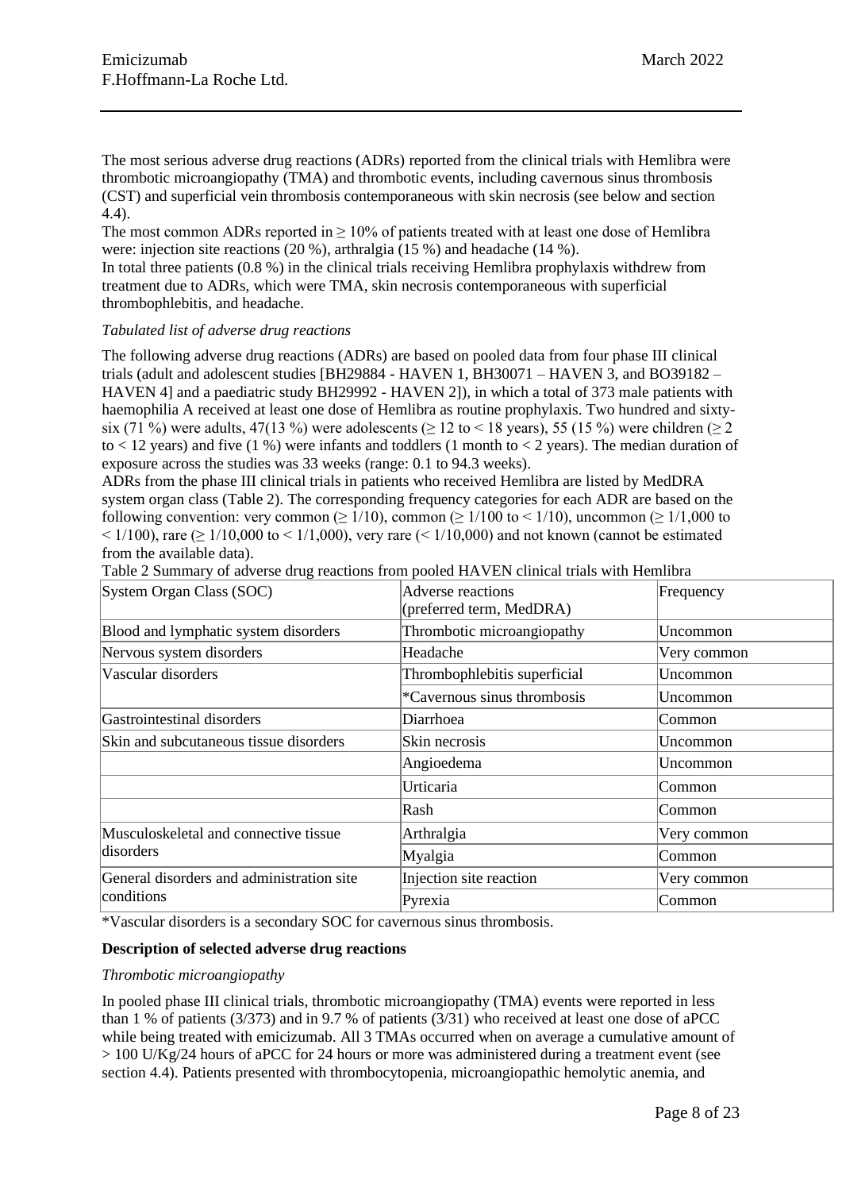The most serious adverse drug reactions (ADRs) reported from the clinical trials with Hemlibra were thrombotic microangiopathy (TMA) and thrombotic events, including cavernous sinus thrombosis (CST) and superficial vein thrombosis contemporaneous with skin necrosis (see below and section 4.4).

The most common ADRs reported in ≥ 10% of patients treated with at least one dose of Hemlibra were: injection site reactions (20 %), arthralgia (15 %) and headache (14 %).

In total three patients (0.8 %) in the clinical trials receiving Hemlibra prophylaxis withdrew from treatment due to ADRs, which were TMA, skin necrosis contemporaneous with superficial thrombophlebitis, and headache.

*Tabulated list of adverse drug reactions*

The following adverse drug reactions (ADRs) are based on pooled data from four phase III clinical trials (adult and adolescent studies [BH29884 - HAVEN 1, BH30071 – HAVEN 3, and BO39182 – HAVEN 4] and a paediatric study BH29992 - HAVEN 2]), in which a total of 373 male patients with haemophilia A received at least one dose of Hemlibra as routine prophylaxis. Two hundred and sixty-six (71 %) were adults, 47(13 %) were adolescents (≥ 12 to < 18 years), 55 (15 %) were children (≥ 2 to < 12 years) and five (1 %) were infants and toddlers (1 month to < 2 years). The median duration of exposure across the studies was 33 weeks (range: 0.1 to 94.3 weeks).

ADRs from the phase III clinical trials in patients who received Hemlibra are listed by MedDRA system organ class (Table 2). The corresponding frequency categories for each ADR are based on the following convention: very common (≥ 1/10), common (≥ 1/100 to < 1/10), uncommon (≥ 1/1,000 to < 1/100), rare (≥ 1/10,000 to < 1/1,000), very rare (< 1/10,000) and not known (cannot be estimated from the available data).

Table 2 Summary of adverse drug reactions from pooled HAVEN clinical trials with Hemlibra

| System Organ Class (SOC) | Adverse reactions (preferred term, MedDRA) | Frequency |
|---|---|---|
| Blood and lymphatic system disorders | Thrombotic microangiopathy | Uncommon |
| Nervous system disorders | Headache | Very common |
| Vascular disorders | Thrombophlebitis superficial | Uncommon |
| | *Cavernous sinus thrombosis | Uncommon |
| Gastrointestinal disorders | Diarrhoea | Common |
| Skin and subcutaneous tissue disorders | Skin necrosis | Uncommon |
| | Angioedema | Uncommon |
| | Urticaria | Common |
| | Rash | Common |
| Musculoskeletal and connective tissue disorders | Arthralgia | Very common |
| | Myalgia | Common |
| General disorders and administration site conditions | Injection site reaction | Very common |
| | Pyrexia | Common |

*Vascular disorders is a secondary SOC for cavernous sinus thrombosis.

**Description of selected adverse drug reactions**

*Thrombotic microangiopathy*

In pooled phase III clinical trials, thrombotic microangiopathy (TMA) events were reported in less than 1 % of patients (3/373) and in 9.7 % of patients (3/31) who received at least one dose of aPCC while being treated with emicizumab. All 3 TMAs occurred when on average a cumulative amount of > 100 U/Kg/24 hours of aPCC for 24 hours or more was administered during a treatment event (see section 4.4). Patients presented with thrombocytopenia, microangiopathic hemolytic anemia, and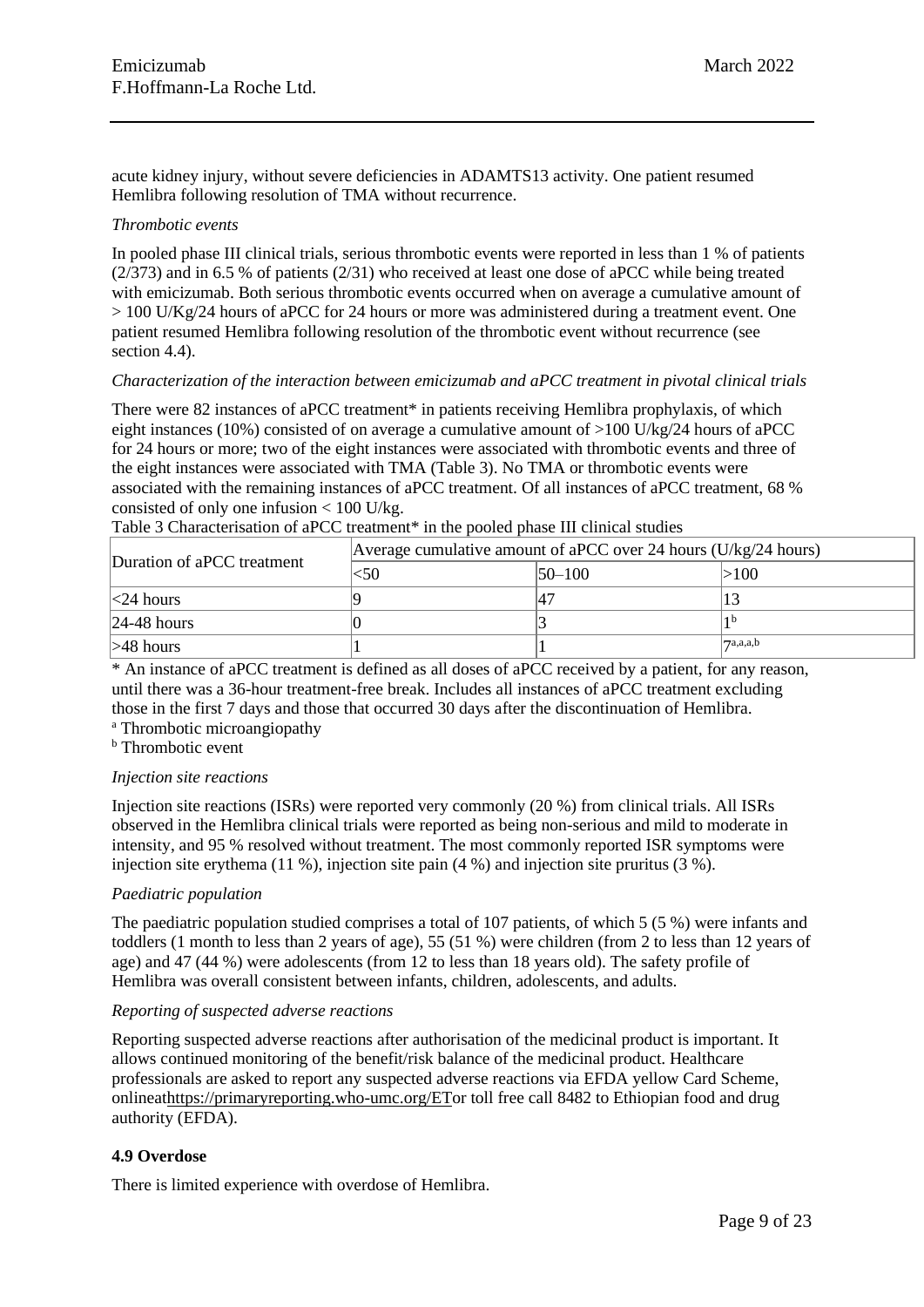acute kidney injury, without severe deficiencies in ADAMTS13 activity. One patient resumed Hemlibra following resolution of TMA without recurrence.

*Thrombotic events*

In pooled phase III clinical trials, serious thrombotic events were reported in less than 1 % of patients (2/373) and in 6.5 % of patients (2/31) who received at least one dose of aPCC while being treated with emicizumab. Both serious thrombotic events occurred when on average a cumulative amount of > 100 U/Kg/24 hours of aPCC for 24 hours or more was administered during a treatment event. One patient resumed Hemlibra following resolution of the thrombotic event without recurrence (see section 4.4).

*Characterization of the interaction between emicizumab and aPCC treatment in pivotal clinical trials*

There were 82 instances of aPCC treatment* in patients receiving Hemlibra prophylaxis, of which eight instances (10%) consisted of on average a cumulative amount of >100 U/kg/24 hours of aPCC for 24 hours or more; two of the eight instances were associated with thrombotic events and three of the eight instances were associated with TMA (Table 3). No TMA or thrombotic events were associated with the remaining instances of aPCC treatment. Of all instances of aPCC treatment, 68 % consisted of only one infusion < 100 U/kg.

Table 3 Characterisation of aPCC treatment* in the pooled phase III clinical studies

| Duration of aPCC treatment | Average cumulative amount of aPCC over 24 hours (U/kg/24 hours) | | |
|---|---|---|---|
| | <50 | 50–100 | >100 |
| <24 hours | 9 | 47 | 13 |
| 24-48 hours | 0 | 3 | 1[b] |
| >48 hours | 1 | 1 | 7[a,a,a,b] |

\* An instance of aPCC treatment is defined as all doses of aPCC received by a patient, for any reason, until there was a 36-hour treatment-free break. Includes all instances of aPCC treatment excluding those in the first 7 days and those that occurred 30 days after the discontinuation of Hemlibra.

[a] Thrombotic microangiopathy

[b] Thrombotic event

*Injection site reactions*

Injection site reactions (ISRs) were reported very commonly (20 %) from clinical trials. All ISRs observed in the Hemlibra clinical trials were reported as being non-serious and mild to moderate in intensity, and 95 % resolved without treatment. The most commonly reported ISR symptoms were injection site erythema (11 %), injection site pain (4 %) and injection site pruritus (3 %).

*Paediatric population*

The paediatric population studied comprises a total of 107 patients, of which 5 (5 %) were infants and toddlers (1 month to less than 2 years of age), 55 (51 %) were children (from 2 to less than 12 years of age) and 47 (44 %) were adolescents (from 12 to less than 18 years old). The safety profile of Hemlibra was overall consistent between infants, children, adolescents, and adults.

*Reporting of suspected adverse reactions*

Reporting suspected adverse reactions after authorisation of the medicinal product is important. It allows continued monitoring of the benefit/risk balance of the medicinal product. Healthcare professionals are asked to report any suspected adverse reactions via EFDA yellow Card Scheme, onlineathttps://primaryreporting.who-umc.org/ETor toll free call 8482 to Ethiopian food and drug authority (EFDA).

**4.9 Overdose**

There is limited experience with overdose of Hemlibra.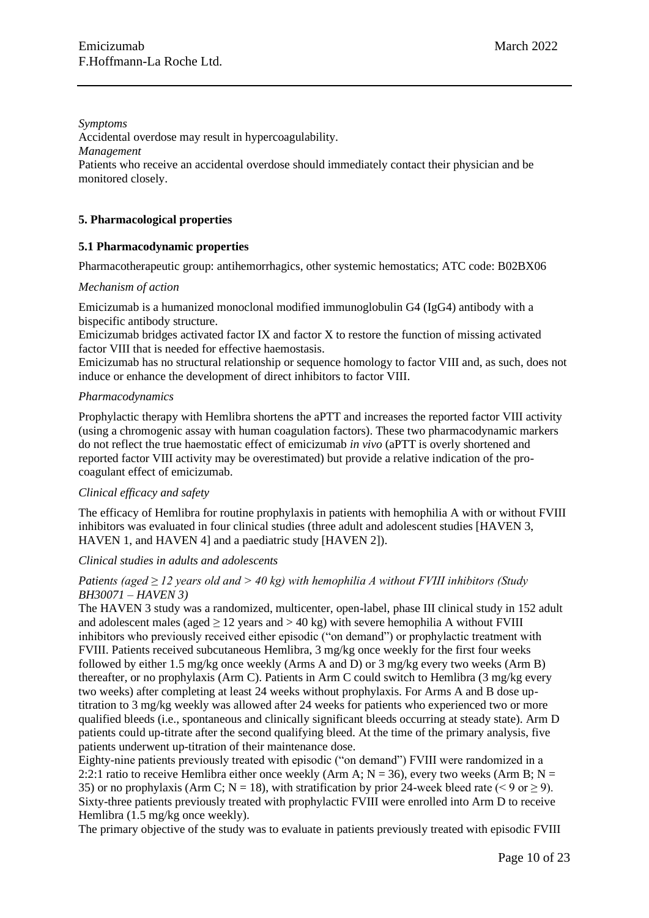*Symptoms*

Accidental overdose may result in hypercoagulability.

*Management*

Patients who receive an accidental overdose should immediately contact their physician and be monitored closely.

## 5. Pharmacological properties

### 5.1 Pharmacodynamic properties

Pharmacotherapeutic group: antihemorrhagics, other systemic hemostatics; ATC code: B02BX06

*Mechanism of action*

Emicizumab is a humanized monoclonal modified immunoglobulin G4 (IgG4) antibody with a bispecific antibody structure.

Emicizumab bridges activated factor IX and factor X to restore the function of missing activated factor VIII that is needed for effective haemostasis.

Emicizumab has no structural relationship or sequence homology to factor VIII and, as such, does not induce or enhance the development of direct inhibitors to factor VIII.

*Pharmacodynamics*

Prophylactic therapy with Hemlibra shortens the aPTT and increases the reported factor VIII activity (using a chromogenic assay with human coagulation factors). These two pharmacodynamic markers do not reflect the true haemostatic effect of emicizumab *in vivo* (aPTT is overly shortened and reported factor VIII activity may be overestimated) but provide a relative indication of the pro-coagulant effect of emicizumab.

*Clinical efficacy and safety*

The efficacy of Hemlibra for routine prophylaxis in patients with hemophilia A with or without FVIII inhibitors was evaluated in four clinical studies (three adult and adolescent studies [HAVEN 3, HAVEN 1, and HAVEN 4] and a paediatric study [HAVEN 2]).

*Clinical studies in adults and adolescents*

*Patients (aged ≥ 12 years old and > 40 kg) with hemophilia A without FVIII inhibitors (Study BH30071 – HAVEN 3)*

The HAVEN 3 study was a randomized, multicenter, open-label, phase III clinical study in 152 adult and adolescent males (aged ≥ 12 years and > 40 kg) with severe hemophilia A without FVIII inhibitors who previously received either episodic ("on demand") or prophylactic treatment with FVIII. Patients received subcutaneous Hemlibra, 3 mg/kg once weekly for the first four weeks followed by either 1.5 mg/kg once weekly (Arms A and D) or 3 mg/kg every two weeks (Arm B) thereafter, or no prophylaxis (Arm C). Patients in Arm C could switch to Hemlibra (3 mg/kg every two weeks) after completing at least 24 weeks without prophylaxis. For Arms A and B dose up-titration to 3 mg/kg weekly was allowed after 24 weeks for patients who experienced two or more qualified bleeds (i.e., spontaneous and clinically significant bleeds occurring at steady state). Arm D patients could up-titrate after the second qualifying bleed. At the time of the primary analysis, five patients underwent up-titration of their maintenance dose.

Eighty-nine patients previously treated with episodic ("on demand") FVIII were randomized in a 2:2:1 ratio to receive Hemlibra either once weekly (Arm A; N = 36), every two weeks (Arm B; N = 35) or no prophylaxis (Arm C; N = 18), with stratification by prior 24-week bleed rate (< 9 or ≥ 9). Sixty-three patients previously treated with prophylactic FVIII were enrolled into Arm D to receive Hemlibra (1.5 mg/kg once weekly).

The primary objective of the study was to evaluate in patients previously treated with episodic FVIII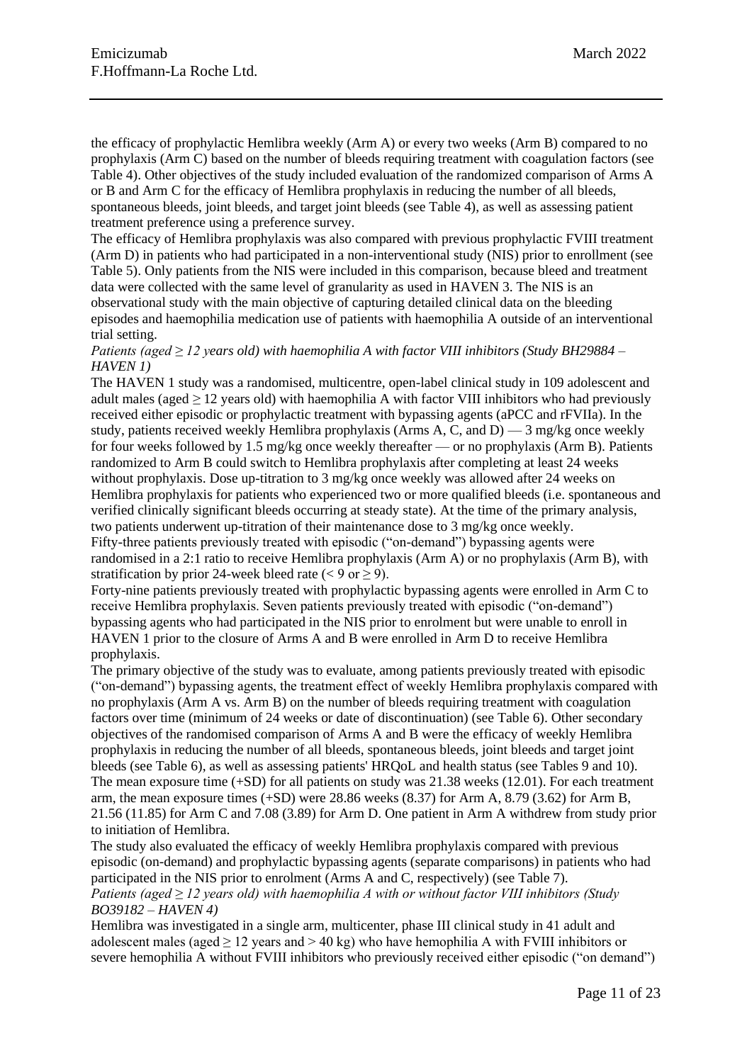the efficacy of prophylactic Hemlibra weekly (Arm A) or every two weeks (Arm B) compared to no prophylaxis (Arm C) based on the number of bleeds requiring treatment with coagulation factors (see Table 4). Other objectives of the study included evaluation of the randomized comparison of Arms A or B and Arm C for the efficacy of Hemlibra prophylaxis in reducing the number of all bleeds, spontaneous bleeds, joint bleeds, and target joint bleeds (see Table 4), as well as assessing patient treatment preference using a preference survey.

The efficacy of Hemlibra prophylaxis was also compared with previous prophylactic FVIII treatment (Arm D) in patients who had participated in a non-interventional study (NIS) prior to enrollment (see Table 5). Only patients from the NIS were included in this comparison, because bleed and treatment data were collected with the same level of granularity as used in HAVEN 3. The NIS is an observational study with the main objective of capturing detailed clinical data on the bleeding episodes and haemophilia medication use of patients with haemophilia A outside of an interventional trial setting.

*Patients (aged ≥ 12 years old) with haemophilia A with factor VIII inhibitors (Study BH29884 – HAVEN 1)*

The HAVEN 1 study was a randomised, multicentre, open-label clinical study in 109 adolescent and adult males (aged ≥ 12 years old) with haemophilia A with factor VIII inhibitors who had previously received either episodic or prophylactic treatment with bypassing agents (aPCC and rFVIIa). In the study, patients received weekly Hemlibra prophylaxis (Arms A, C, and D) — 3 mg/kg once weekly for four weeks followed by 1.5 mg/kg once weekly thereafter — or no prophylaxis (Arm B). Patients randomized to Arm B could switch to Hemlibra prophylaxis after completing at least 24 weeks without prophylaxis. Dose up-titration to 3 mg/kg once weekly was allowed after 24 weeks on Hemlibra prophylaxis for patients who experienced two or more qualified bleeds (i.e. spontaneous and verified clinically significant bleeds occurring at steady state). At the time of the primary analysis, two patients underwent up-titration of their maintenance dose to 3 mg/kg once weekly.

Fifty-three patients previously treated with episodic ("on-demand") bypassing agents were randomised in a 2:1 ratio to receive Hemlibra prophylaxis (Arm A) or no prophylaxis (Arm B), with stratification by prior 24-week bleed rate (< 9 or ≥ 9).

Forty-nine patients previously treated with prophylactic bypassing agents were enrolled in Arm C to receive Hemlibra prophylaxis. Seven patients previously treated with episodic ("on-demand") bypassing agents who had participated in the NIS prior to enrolment but were unable to enroll in HAVEN 1 prior to the closure of Arms A and B were enrolled in Arm D to receive Hemlibra prophylaxis.

The primary objective of the study was to evaluate, among patients previously treated with episodic ("on-demand") bypassing agents, the treatment effect of weekly Hemlibra prophylaxis compared with no prophylaxis (Arm A vs. Arm B) on the number of bleeds requiring treatment with coagulation factors over time (minimum of 24 weeks or date of discontinuation) (see Table 6). Other secondary objectives of the randomised comparison of Arms A and B were the efficacy of weekly Hemlibra prophylaxis in reducing the number of all bleeds, spontaneous bleeds, joint bleeds and target joint bleeds (see Table 6), as well as assessing patients' HRQoL and health status (see Tables 9 and 10).

The mean exposure time (+SD) for all patients on study was 21.38 weeks (12.01). For each treatment arm, the mean exposure times (+SD) were 28.86 weeks (8.37) for Arm A, 8.79 (3.62) for Arm B, 21.56 (11.85) for Arm C and 7.08 (3.89) for Arm D. One patient in Arm A withdrew from study prior to initiation of Hemlibra.

The study also evaluated the efficacy of weekly Hemlibra prophylaxis compared with previous episodic (on-demand) and prophylactic bypassing agents (separate comparisons) in patients who had participated in the NIS prior to enrolment (Arms A and C, respectively) (see Table 7).

*Patients (aged ≥ 12 years old) with haemophilia A with or without factor VIII inhibitors (Study BO39182 – HAVEN 4)*

Hemlibra was investigated in a single arm, multicenter, phase III clinical study in 41 adult and adolescent males (aged ≥ 12 years and > 40 kg) who have hemophilia A with FVIII inhibitors or severe hemophilia A without FVIII inhibitors who previously received either episodic ("on demand")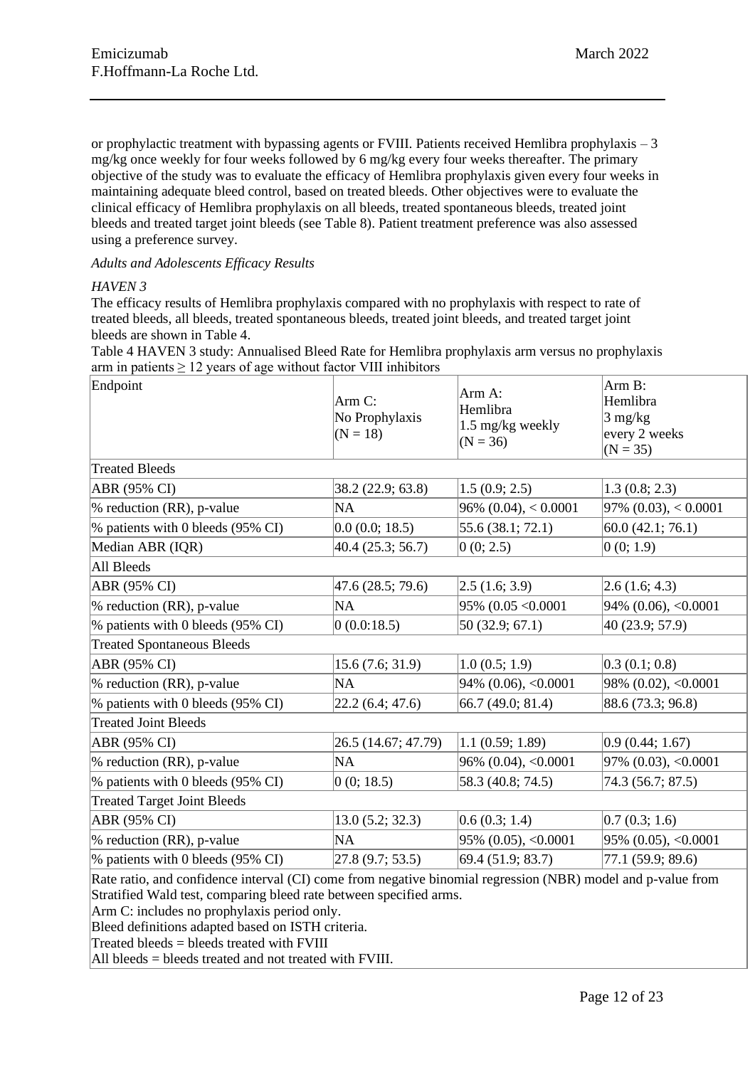or prophylactic treatment with bypassing agents or FVIII. Patients received Hemlibra prophylaxis – 3 mg/kg once weekly for four weeks followed by 6 mg/kg every four weeks thereafter. The primary objective of the study was to evaluate the efficacy of Hemlibra prophylaxis given every four weeks in maintaining adequate bleed control, based on treated bleeds. Other objectives were to evaluate the clinical efficacy of Hemlibra prophylaxis on all bleeds, treated spontaneous bleeds, treated joint bleeds and treated target joint bleeds (see Table 8). Patient treatment preference was also assessed using a preference survey.

*Adults and Adolescents Efficacy Results*

*HAVEN 3*

The efficacy results of Hemlibra prophylaxis compared with no prophylaxis with respect to rate of treated bleeds, all bleeds, treated spontaneous bleeds, treated joint bleeds, and treated target joint bleeds are shown in Table 4.

Table 4 HAVEN 3 study: Annualised Bleed Rate for Hemlibra prophylaxis arm versus no prophylaxis arm in patients ≥ 12 years of age without factor VIII inhibitors

| Endpoint | Arm C: No Prophylaxis (N = 18) | Arm A: Hemlibra 1.5 mg/kg weekly (N = 36) | Arm B: Hemlibra 3 mg/kg every 2 weeks (N = 35) |
|---|---|---|---|
| **Treated Bleeds** | | | |
| ABR (95% CI) | 38.2 (22.9; 63.8) | 1.5 (0.9; 2.5) | 1.3 (0.8; 2.3) |
| % reduction (RR), p-value | NA | 96% (0.04), < 0.0001 | 97% (0.03), < 0.0001 |
| % patients with 0 bleeds (95% CI) | 0.0 (0.0; 18.5) | 55.6 (38.1; 72.1) | 60.0 (42.1; 76.1) |
| Median ABR (IQR) | 40.4 (25.3; 56.7) | 0 (0; 2.5) | 0 (0; 1.9) |
| **All Bleeds** | | | |
| ABR (95% CI) | 47.6 (28.5; 79.6) | 2.5 (1.6; 3.9) | 2.6 (1.6; 4.3) |
| % reduction (RR), p-value | NA | 95% (0.05 <0.0001 | 94% (0.06), <0.0001 |
| % patients with 0 bleeds (95% CI) | 0 (0.0:18.5) | 50 (32.9; 67.1) | 40 (23.9; 57.9) |
| **Treated Spontaneous Bleeds** | | | |
| ABR (95% CI) | 15.6 (7.6; 31.9) | 1.0 (0.5; 1.9) | 0.3 (0.1; 0.8) |
| % reduction (RR), p-value | NA | 94% (0.06), <0.0001 | 98% (0.02), <0.0001 |
| % patients with 0 bleeds (95% CI) | 22.2 (6.4; 47.6) | 66.7 (49.0; 81.4) | 88.6 (73.3; 96.8) |
| **Treated Joint Bleeds** | | | |
| ABR (95% CI) | 26.5 (14.67; 47.79) | 1.1 (0.59; 1.89) | 0.9 (0.44; 1.67) |
| % reduction (RR), p-value | NA | 96% (0.04), <0.0001 | 97% (0.03), <0.0001 |
| % patients with 0 bleeds (95% CI) | 0 (0; 18.5) | 58.3 (40.8; 74.5) | 74.3 (56.7; 87.5) |
| **Treated Target Joint Bleeds** | | | |
| ABR (95% CI) | 13.0 (5.2; 32.3) | 0.6 (0.3; 1.4) | 0.7 (0.3; 1.6) |
| % reduction (RR), p-value | NA | 95% (0.05), <0.0001 | 95% (0.05), <0.0001 |
| % patients with 0 bleeds (95% CI) | 27.8 (9.7; 53.5) | 69.4 (51.9; 83.7) | 77.1 (59.9; 89.6) |

Rate ratio, and confidence interval (CI) come from negative binomial regression (NBR) model and p-value from Stratified Wald test, comparing bleed rate between specified arms.
Arm C: includes no prophylaxis period only.
Bleed definitions adapted based on ISTH criteria.
Treated bleeds = bleeds treated with FVIII
All bleeds = bleeds treated and not treated with FVIII.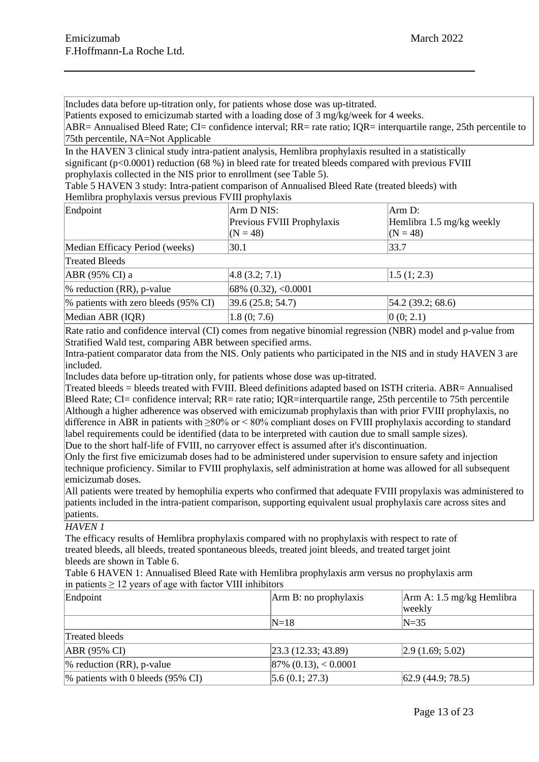Includes data before up-titration only, for patients whose dose was up-titrated.
Patients exposed to emicizumab started with a loading dose of 3 mg/kg/week for 4 weeks.
ABR= Annualised Bleed Rate; CI= confidence interval; RR= rate ratio; IQR= interquartile range, 25th percentile to 75th percentile, NA=Not Applicable

In the HAVEN 3 clinical study intra-patient analysis, Hemlibra prophylaxis resulted in a statistically significant ($p<0.0001$) reduction (68 %) in bleed rate for treated bleeds compared with previous FVIII prophylaxis collected in the NIS prior to enrollment (see Table 5).

Table 5 HAVEN 3 study: Intra-patient comparison of Annualised Bleed Rate (treated bleeds) with Hemlibra prophylaxis versus previous FVIII prophylaxis

| Endpoint | Arm D NIS: Previous FVIII Prophylaxis (N = 48) | Arm D: Hemlibra 1.5 mg/kg weekly (N = 48) |
|---|---|---|
| Median Efficacy Period (weeks) | 30.1 | 33.7 |
| Treated Bleeds | | |
| ABR (95% CI) a | 4.8 (3.2; 7.1) | 1.5 (1; 2.3) |
| % reduction (RR), p-value | 68% (0.32), <0.0001 | |
| % patients with zero bleeds (95% CI) | 39.6 (25.8; 54.7) | 54.2 (39.2; 68.6) |
| Median ABR (IQR) | 1.8 (0; 7.6) | 0 (0; 2.1) |

Rate ratio and confidence interval (CI) comes from negative binomial regression (NBR) model and p-value from Stratified Wald test, comparing ABR between specified arms.
Intra-patient comparator data from the NIS. Only patients who participated in the NIS and in study HAVEN 3 are included.
Includes data before up-titration only, for patients whose dose was up-titrated.
Treated bleeds = bleeds treated with FVIII. Bleed definitions adapted based on ISTH criteria. ABR= Annualised Bleed Rate; CI= confidence interval; RR= rate ratio; IQR=interquartile range, 25th percentile to 75th percentile
Although a higher adherence was observed with emicizumab prophylaxis than with prior FVIII prophylaxis, no difference in ABR in patients with ≥80% or < 80% compliant doses on FVIII prophylaxis according to standard label requirements could be identified (data to be interpreted with caution due to small sample sizes).
Due to the short half-life of FVIII, no carryover effect is assumed after it's discontinuation.
Only the first five emicizumab doses had to be administered under supervision to ensure safety and injection technique proficiency. Similar to FVIII prophylaxis, self administration at home was allowed for all subsequent emicizumab doses.
All patients were treated by hemophilia experts who confirmed that adequate FVIII propylaxis was administered to patients included in the intra-patient comparison, supporting equivalent usual prophylaxis care across sites and patients.

*HAVEN 1*

The efficacy results of Hemlibra prophylaxis compared with no prophylaxis with respect to rate of treated bleeds, all bleeds, treated spontaneous bleeds, treated joint bleeds, and treated target joint bleeds are shown in Table 6.

Table 6 HAVEN 1: Annualised Bleed Rate with Hemlibra prophylaxis arm versus no prophylaxis arm in patients ≥ 12 years of age with factor VIII inhibitors

| Endpoint | Arm B: no prophylaxis | Arm A: 1.5 mg/kg Hemlibra weekly |
|---|---|---|
| | N=18 | N=35 |
| Treated bleeds | | |
| ABR (95% CI) | 23.3 (12.33; 43.89) | 2.9 (1.69; 5.02) |
| % reduction (RR), p-value | 87% (0.13), < 0.0001 | |
| % patients with 0 bleeds (95% CI) | 5.6 (0.1; 27.3) | 62.9 (44.9; 78.5) |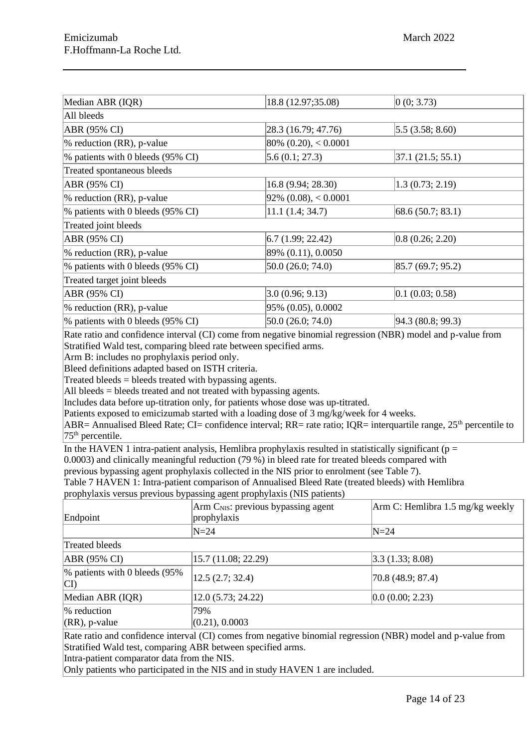| | | |
|---|---|---|
| Median ABR (IQR) | 18.8 (12.97;35.08) | 0 (0; 3.73) |
| All bleeds | | |
| ABR (95% CI) | 28.3 (16.79; 47.76) | 5.5 (3.58; 8.60) |
| % reduction (RR), p-value | 80% (0.20), < 0.0001 | |
| % patients with 0 bleeds (95% CI) | 5.6 (0.1; 27.3) | 37.1 (21.5; 55.1) |
| Treated spontaneous bleeds | | |
| ABR (95% CI) | 16.8 (9.94; 28.30) | 1.3 (0.73; 2.19) |
| % reduction (RR), p-value | 92% (0.08), < 0.0001 | |
| % patients with 0 bleeds (95% CI) | 11.1 (1.4; 34.7) | 68.6 (50.7; 83.1) |
| Treated joint bleeds | | |
| ABR (95% CI) | 6.7 (1.99; 22.42) | 0.8 (0.26; 2.20) |
| % reduction (RR), p-value | 89% (0.11), 0.0050 | |
| % patients with 0 bleeds (95% CI) | 50.0 (26.0; 74.0) | 85.7 (69.7; 95.2) |
| Treated target joint bleeds | | |
| ABR (95% CI) | 3.0 (0.96; 9.13) | 0.1 (0.03; 0.58) |
| % reduction (RR), p-value | 95% (0.05), 0.0002 | |
| % patients with 0 bleeds (95% CI) | 50.0 (26.0; 74.0) | 94.3 (80.8; 99.3) |

Rate ratio and confidence interval (CI) come from negative binomial regression (NBR) model and p-value from Stratified Wald test, comparing bleed rate between specified arms.
Arm B: includes no prophylaxis period only.
Bleed definitions adapted based on ISTH criteria.
Treated bleeds = bleeds treated with bypassing agents.
All bleeds = bleeds treated and not treated with bypassing agents.
Includes data before up-titration only, for patients whose dose was up-titrated.
Patients exposed to emicizumab started with a loading dose of 3 mg/kg/week for 4 weeks.
ABR= Annualised Bleed Rate; CI= confidence interval; RR= rate ratio; IQR= interquartile range, 25th percentile to 75th percentile.

In the HAVEN 1 intra-patient analysis, Hemlibra prophylaxis resulted in statistically significant (p = 0.0003) and clinically meaningful reduction (79 %) in bleed rate for treated bleeds compared with previous bypassing agent prophylaxis collected in the NIS prior to enrolment (see Table 7).

Table 7 HAVEN 1: Intra-patient comparison of Annualised Bleed Rate (treated bleeds) with Hemlibra prophylaxis versus previous bypassing agent prophylaxis (NIS patients)

| Endpoint | Arm $C_{NIS}$: previous bypassing agent prophylaxis | Arm C: Hemlibra 1.5 mg/kg weekly |
|---|---|---|
| | N=24 | N=24 |
| Treated bleeds | | |
| ABR (95% CI) | 15.7 (11.08; 22.29) | 3.3 (1.33; 8.08) |
| % patients with 0 bleeds (95% CI) | 12.5 (2.7; 32.4) | 70.8 (48.9; 87.4) |
| Median ABR (IQR) | 12.0 (5.73; 24.22) | 0.0 (0.00; 2.23) |
| % reduction (RR), p-value | 79% (0.21), 0.0003 | |

Rate ratio and confidence interval (CI) comes from negative binomial regression (NBR) model and p-value from Stratified Wald test, comparing ABR between specified arms.
Intra-patient comparator data from the NIS.
Only patients who participated in the NIS and in study HAVEN 1 are included.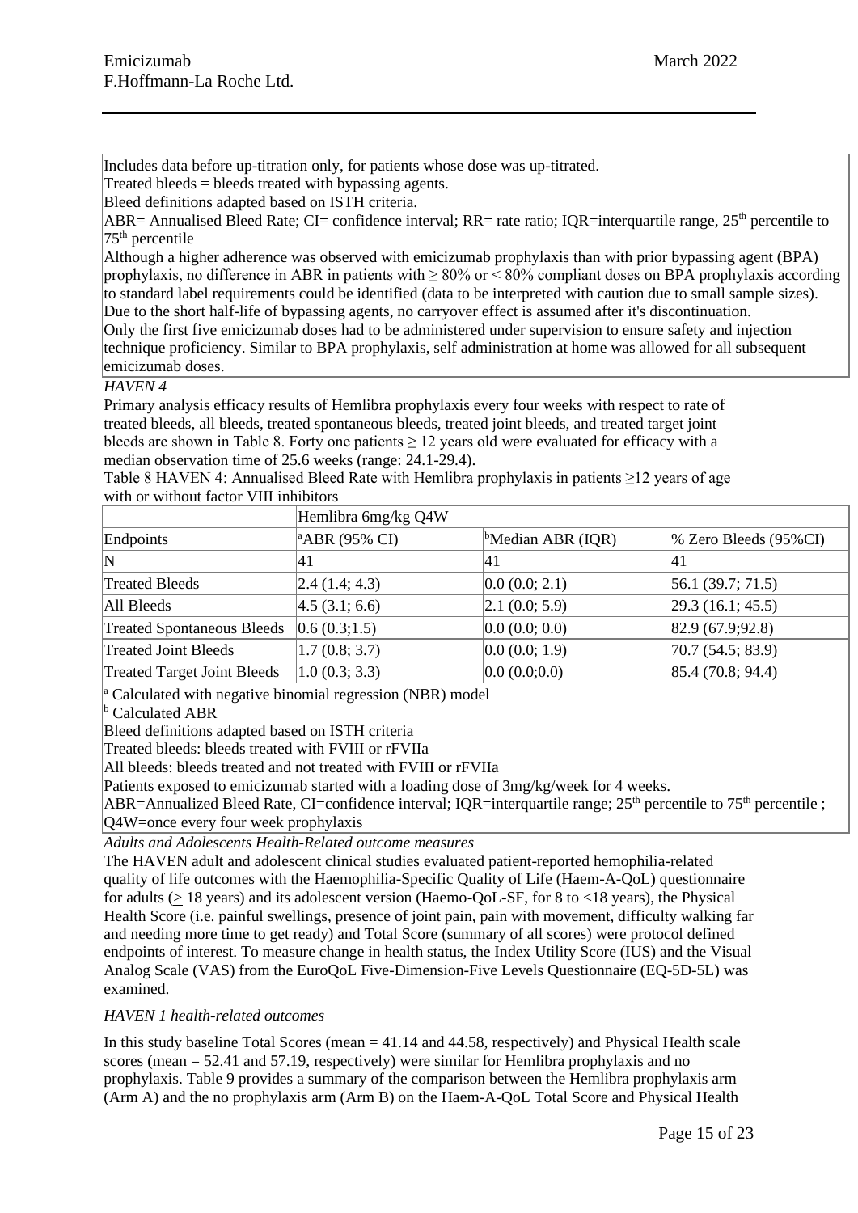Includes data before up-titration only, for patients whose dose was up-titrated.
Treated bleeds = bleeds treated with bypassing agents.
Bleed definitions adapted based on ISTH criteria.
ABR= Annualised Bleed Rate; CI= confidence interval; RR= rate ratio; IQR=interquartile range, 25th percentile to 75th percentile
Although a higher adherence was observed with emicizumab prophylaxis than with prior bypassing agent (BPA) prophylaxis, no difference in ABR in patients with ≥ 80% or < 80% compliant doses on BPA prophylaxis according to standard label requirements could be identified (data to be interpreted with caution due to small sample sizes).
Due to the short half-life of bypassing agents, no carryover effect is assumed after it's discontinuation.
Only the first five emicizumab doses had to be administered under supervision to ensure safety and injection technique proficiency. Similar to BPA prophylaxis, self administration at home was allowed for all subsequent emicizumab doses.

*HAVEN 4*

Primary analysis efficacy results of Hemlibra prophylaxis every four weeks with respect to rate of treated bleeds, all bleeds, treated spontaneous bleeds, treated joint bleeds, and treated target joint bleeds are shown in Table 8. Forty one patients ≥ 12 years old were evaluated for efficacy with a median observation time of 25.6 weeks (range: 24.1-29.4).

Table 8 HAVEN 4: Annualised Bleed Rate with Hemlibra prophylaxis in patients ≥12 years of age with or without factor VIII inhibitors

| | Hemlibra 6mg/kg Q4W | | |
|---|---|---|---|
| Endpoints | [a]ABR (95% CI) | [b]Median ABR (IQR) | % Zero Bleeds (95%CI) |
| N | 41 | 41 | 41 |
| Treated Bleeds | 2.4 (1.4; 4.3) | 0.0 (0.0; 2.1) | 56.1 (39.7; 71.5) |
| All Bleeds | 4.5 (3.1; 6.6) | 2.1 (0.0; 5.9) | 29.3 (16.1; 45.5) |
| Treated Spontaneous Bleeds | 0.6 (0.3;1.5) | 0.0 (0.0; 0.0) | 82.9 (67.9;92.8) |
| Treated Joint Bleeds | 1.7 (0.8; 3.7) | 0.0 (0.0; 1.9) | 70.7 (54.5; 83.9) |
| Treated Target Joint Bleeds | 1.0 (0.3; 3.3) | 0.0 (0.0;0.0) | 85.4 (70.8; 94.4) |

[a] Calculated with negative binomial regression (NBR) model
[b] Calculated ABR
Bleed definitions adapted based on ISTH criteria
Treated bleeds: bleeds treated with FVIII or rFVIIa
All bleeds: bleeds treated and not treated with FVIII or rFVIIa
Patients exposed to emicizumab started with a loading dose of 3mg/kg/week for 4 weeks.
ABR=Annualized Bleed Rate, CI=confidence interval; IQR=interquartile range; 25th percentile to 75th percentile ; Q4W=once every four week prophylaxis

*Adults and Adolescents Health-Related outcome measures*

The HAVEN adult and adolescent clinical studies evaluated patient-reported hemophilia-related quality of life outcomes with the Haemophilia-Specific Quality of Life (Haem-A-QoL) questionnaire for adults (≥ 18 years) and its adolescent version (Haemo-QoL-SF, for 8 to <18 years), the Physical Health Score (i.e. painful swellings, presence of joint pain, pain with movement, difficulty walking far and needing more time to get ready) and Total Score (summary of all scores) were protocol defined endpoints of interest. To measure change in health status, the Index Utility Score (IUS) and the Visual Analog Scale (VAS) from the EuroQoL Five-Dimension-Five Levels Questionnaire (EQ-5D-5L) was examined.

*HAVEN 1 health-related outcomes*

In this study baseline Total Scores (mean = 41.14 and 44.58, respectively) and Physical Health scale scores (mean = 52.41 and 57.19, respectively) were similar for Hemlibra prophylaxis and no prophylaxis. Table 9 provides a summary of the comparison between the Hemlibra prophylaxis arm (Arm A) and the no prophylaxis arm (Arm B) on the Haem-A-QoL Total Score and Physical Health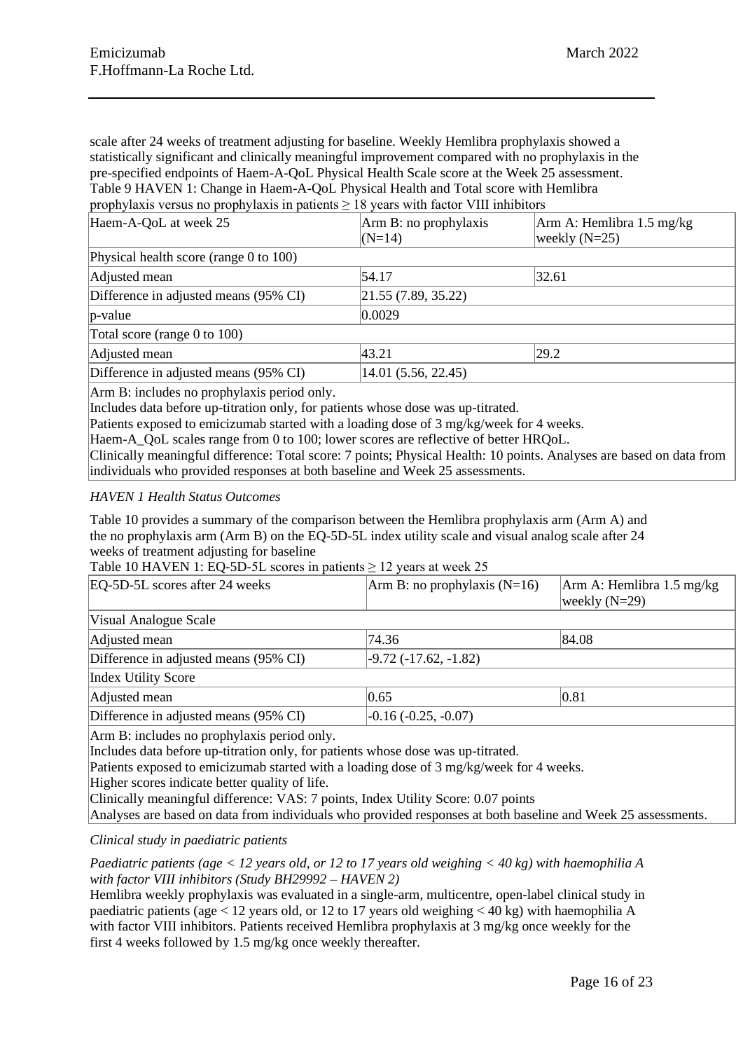scale after 24 weeks of treatment adjusting for baseline. Weekly Hemlibra prophylaxis showed a statistically significant and clinically meaningful improvement compared with no prophylaxis in the pre-specified endpoints of Haem-A-QoL Physical Health Scale score at the Week 25 assessment.

Table 9 HAVEN 1: Change in Haem-A-QoL Physical Health and Total score with Hemlibra prophylaxis versus no prophylaxis in patients ≥ 18 years with factor VIII inhibitors

| Haem-A-QoL at week 25 | Arm B: no prophylaxis (N=14) | Arm A: Hemlibra 1.5 mg/kg weekly (N=25) |
|---|---|---|
| Physical health score (range 0 to 100) | | |
| Adjusted mean | 54.17 | 32.61 |
| Difference in adjusted means (95% CI) | 21.55 (7.89, 35.22) | |
| p-value | 0.0029 | |
| Total score (range 0 to 100) | | |
| Adjusted mean | 43.21 | 29.2 |
| Difference in adjusted means (95% CI) | 14.01 (5.56, 22.45) | |

Arm B: includes no prophylaxis period only.
Includes data before up-titration only, for patients whose dose was up-titrated.
Patients exposed to emicizumab started with a loading dose of 3 mg/kg/week for 4 weeks.
Haem-A_QoL scales range from 0 to 100; lower scores are reflective of better HRQoL.
Clinically meaningful difference: Total score: 7 points; Physical Health: 10 points. Analyses are based on data from individuals who provided responses at both baseline and Week 25 assessments.

*HAVEN 1 Health Status Outcomes*

Table 10 provides a summary of the comparison between the Hemlibra prophylaxis arm (Arm A) and the no prophylaxis arm (Arm B) on the EQ-5D-5L index utility scale and visual analog scale after 24 weeks of treatment adjusting for baseline

Table 10 HAVEN 1: EQ-5D-5L scores in patients ≥ 12 years at week 25

| EQ-5D-5L scores after 24 weeks | Arm B: no prophylaxis (N=16) | Arm A: Hemlibra 1.5 mg/kg weekly (N=29) |
|---|---|---|
| Visual Analogue Scale | | |
| Adjusted mean | 74.36 | 84.08 |
| Difference in adjusted means (95% CI) | -9.72 (-17.62, -1.82) | |
| Index Utility Score | | |
| Adjusted mean | 0.65 | 0.81 |
| Difference in adjusted means (95% CI) | -0.16 (-0.25, -0.07) | |

Arm B: includes no prophylaxis period only.
Includes data before up-titration only, for patients whose dose was up-titrated.
Patients exposed to emicizumab started with a loading dose of 3 mg/kg/week for 4 weeks.
Higher scores indicate better quality of life.
Clinically meaningful difference: VAS: 7 points, Index Utility Score: 0.07 points
Analyses are based on data from individuals who provided responses at both baseline and Week 25 assessments.

*Clinical study in paediatric patients*

*Paediatric patients (age < 12 years old, or 12 to 17 years old weighing < 40 kg) with haemophilia A with factor VIII inhibitors (Study BH29992 – HAVEN 2)*

Hemlibra weekly prophylaxis was evaluated in a single-arm, multicentre, open-label clinical study in paediatric patients (age < 12 years old, or 12 to 17 years old weighing < 40 kg) with haemophilia A with factor VIII inhibitors. Patients received Hemlibra prophylaxis at 3 mg/kg once weekly for the first 4 weeks followed by 1.5 mg/kg once weekly thereafter.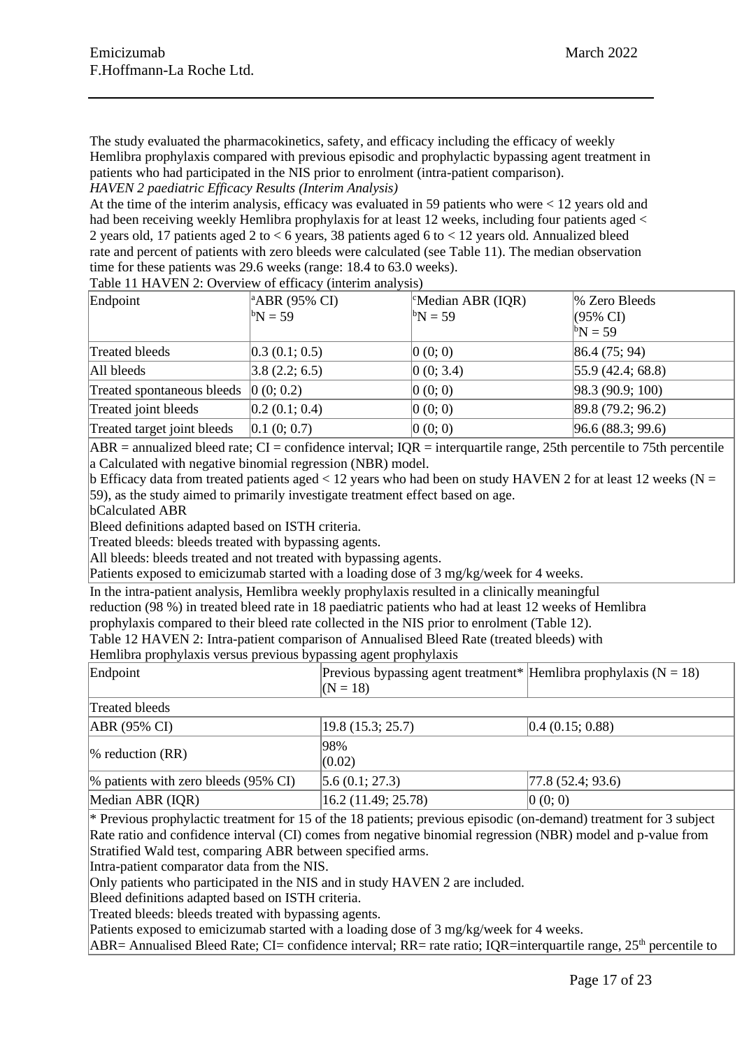The study evaluated the pharmacokinetics, safety, and efficacy including the efficacy of weekly Hemlibra prophylaxis compared with previous episodic and prophylactic bypassing agent treatment in patients who had participated in the NIS prior to enrolment (intra-patient comparison).

*HAVEN 2 paediatric Efficacy Results (Interim Analysis)*

At the time of the interim analysis, efficacy was evaluated in 59 patients who were < 12 years old and had been receiving weekly Hemlibra prophylaxis for at least 12 weeks, including four patients aged < 2 years old, 17 patients aged 2 to < 6 years, 38 patients aged 6 to < 12 years old. Annualized bleed rate and percent of patients with zero bleeds were calculated (see Table 11). The median observation time for these patients was 29.6 weeks (range: 18.4 to 63.0 weeks).

Table 11 HAVEN 2: Overview of efficacy (interim analysis)

| Endpoint | [a]ABR (95% CI) [b]N = 59 | [c]Median ABR (IQR) [b]N = 59 | % Zero Bleeds (95% CI) [b]N = 59 |
|---|---|---|---|
| Treated bleeds | 0.3 (0.1; 0.5) | 0 (0; 0) | 86.4 (75; 94) |
| All bleeds | 3.8 (2.2; 6.5) | 0 (0; 3.4) | 55.9 (42.4; 68.8) |
| Treated spontaneous bleeds | 0 (0; 0.2) | 0 (0; 0) | 98.3 (90.9; 100) |
| Treated joint bleeds | 0.2 (0.1; 0.4) | 0 (0; 0) | 89.8 (79.2; 96.2) |
| Treated target joint bleeds | 0.1 (0; 0.7) | 0 (0; 0) | 96.6 (88.3; 99.6) |

ABR = annualized bleed rate; CI = confidence interval; IQR = interquartile range, 25th percentile to 75th percentile
a Calculated with negative binomial regression (NBR) model.
b Efficacy data from treated patients aged < 12 years who had been on study HAVEN 2 for at least 12 weeks (N = 59), as the study aimed to primarily investigate treatment effect based on age.
bCalculated ABR
Bleed definitions adapted based on ISTH criteria.
Treated bleeds: bleeds treated with bypassing agents.
All bleeds: bleeds treated and not treated with bypassing agents.
Patients exposed to emicizumab started with a loading dose of 3 mg/kg/week for 4 weeks.

In the intra-patient analysis, Hemlibra weekly prophylaxis resulted in a clinically meaningful reduction (98 %) in treated bleed rate in 18 paediatric patients who had at least 12 weeks of Hemlibra prophylaxis compared to their bleed rate collected in the NIS prior to enrolment (Table 12).

Table 12 HAVEN 2: Intra-patient comparison of Annualised Bleed Rate (treated bleeds) with Hemlibra prophylaxis versus previous bypassing agent prophylaxis

| Endpoint | Previous bypassing agent treatment* (N = 18) | Hemlibra prophylaxis (N = 18) |
|---|---|---|
| Treated bleeds | | |
| ABR (95% CI) | 19.8 (15.3; 25.7) | 0.4 (0.15; 0.88) |
| % reduction (RR) | 98% (0.02) | |
| % patients with zero bleeds (95% CI) | 5.6 (0.1; 27.3) | 77.8 (52.4; 93.6) |
| Median ABR (IQR) | 16.2 (11.49; 25.78) | 0 (0; 0) |

\* Previous prophylactic treatment for 15 of the 18 patients; previous episodic (on-demand) treatment for 3 subject
Rate ratio and confidence interval (CI) comes from negative binomial regression (NBR) model and p-value from Stratified Wald test, comparing ABR between specified arms.
Intra-patient comparator data from the NIS.
Only patients who participated in the NIS and in study HAVEN 2 are included.
Bleed definitions adapted based on ISTH criteria.
Treated bleeds: bleeds treated with bypassing agents.
Patients exposed to emicizumab started with a loading dose of 3 mg/kg/week for 4 weeks.
ABR= Annualised Bleed Rate; CI= confidence interval; RR= rate ratio; IQR=interquartile range, 25th percentile to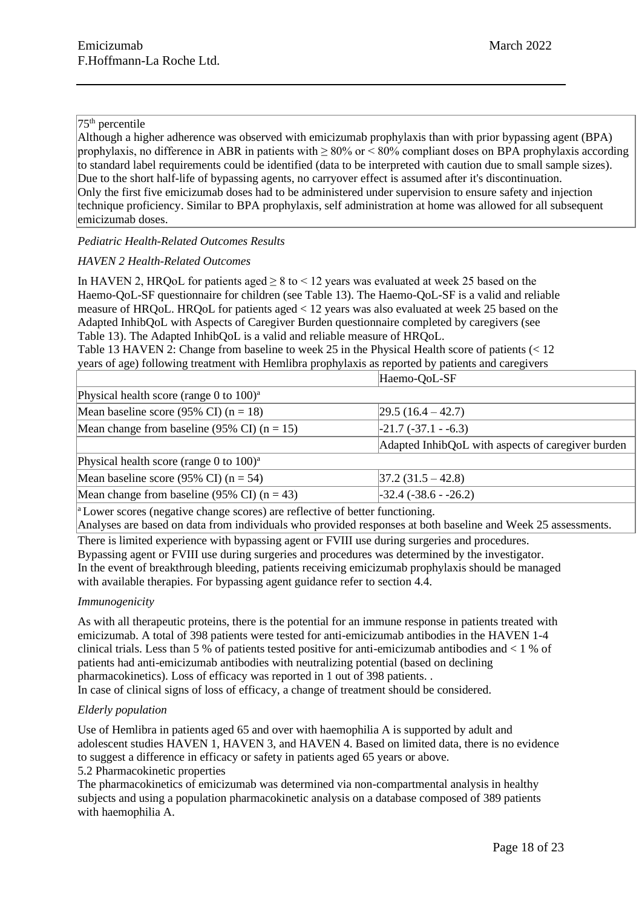75[th] percentile
Although a higher adherence was observed with emicizumab prophylaxis than with prior bypassing agent (BPA) prophylaxis, no difference in ABR in patients with ≥ 80% or < 80% compliant doses on BPA prophylaxis according to standard label requirements could be identified (data to be interpreted with caution due to small sample sizes).
Due to the short half-life of bypassing agents, no carryover effect is assumed after it's discontinuation.
Only the first five emicizumab doses had to be administered under supervision to ensure safety and injection technique proficiency. Similar to BPA prophylaxis, self administration at home was allowed for all subsequent emicizumab doses.

*Pediatric Health-Related Outcomes Results*

*HAVEN 2 Health-Related Outcomes*

In HAVEN 2, HRQoL for patients aged ≥ 8 to < 12 years was evaluated at week 25 based on the Haemo-QoL-SF questionnaire for children (see Table 13). The Haemo-QoL-SF is a valid and reliable measure of HRQoL. HRQoL for patients aged < 12 years was also evaluated at week 25 based on the Adapted InhibQoL with Aspects of Caregiver Burden questionnaire completed by caregivers (see Table 13). The Adapted InhibQoL is a valid and reliable measure of HRQoL.

Table 13 HAVEN 2: Change from baseline to week 25 in the Physical Health score of patients (< 12 years of age) following treatment with Hemlibra prophylaxis as reported by patients and caregivers

| | Haemo-QoL-SF |
|---|---|
| Physical health score (range 0 to 100)[a] | |
| Mean baseline score (95% CI) (n = 18) | 29.5 (16.4 – 42.7) |
| Mean change from baseline (95% CI) (n = 15) | -21.7 (-37.1 - -6.3) |
| | Adapted InhibQoL with aspects of caregiver burden |
| Physical health score (range 0 to 100)[a] | |
| Mean baseline score (95% CI) (n = 54) | 37.2 (31.5 – 42.8) |
| Mean change from baseline (95% CI) (n = 43) | -32.4 (-38.6 - -26.2) |

[a] Lower scores (negative change scores) are reflective of better functioning.
Analyses are based on data from individuals who provided responses at both baseline and Week 25 assessments.

There is limited experience with bypassing agent or FVIII use during surgeries and procedures.
Bypassing agent or FVIII use during surgeries and procedures was determined by the investigator.
In the event of breakthrough bleeding, patients receiving emicizumab prophylaxis should be managed with available therapies. For bypassing agent guidance refer to section 4.4.

*Immunogenicity*

As with all therapeutic proteins, there is the potential for an immune response in patients treated with emicizumab. A total of 398 patients were tested for anti-emicizumab antibodies in the HAVEN 1-4 clinical trials. Less than 5 % of patients tested positive for anti-emicizumab antibodies and < 1 % of patients had anti-emicizumab antibodies with neutralizing potential (based on declining pharmacokinetics). Loss of efficacy was reported in 1 out of 398 patients. .
In case of clinical signs of loss of efficacy, a change of treatment should be considered.

*Elderly population*

Use of Hemlibra in patients aged 65 and over with haemophilia A is supported by adult and adolescent studies HAVEN 1, HAVEN 3, and HAVEN 4. Based on limited data, there is no evidence to suggest a difference in efficacy or safety in patients aged 65 years or above.

5.2 Pharmacokinetic properties

The pharmacokinetics of emicizumab was determined via non-compartmental analysis in healthy subjects and using a population pharmacokinetic analysis on a database composed of 389 patients with haemophilia A.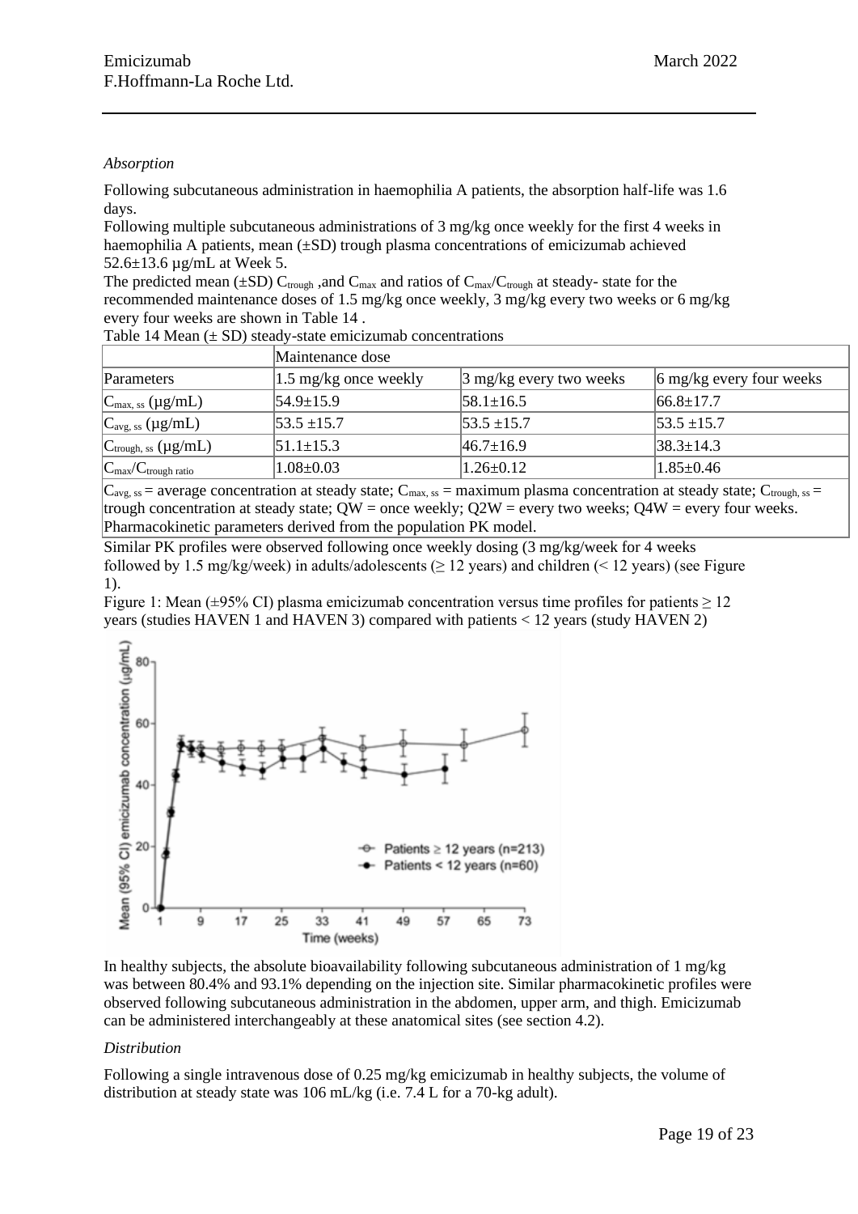*Absorption*

Following subcutaneous administration in haemophilia A patients, the absorption half-life was 1.6 days.

Following multiple subcutaneous administrations of 3 mg/kg once weekly for the first 4 weeks in haemophilia A patients, mean (±SD) trough plasma concentrations of emicizumab achieved 52.6±13.6 µg/mL at Week 5.

The predicted mean (±SD) $C_{trough}$ ,and $C_{max}$ and ratios of $C_{max}/C_{trough}$ at steady- state for the recommended maintenance doses of 1.5 mg/kg once weekly, 3 mg/kg every two weeks or 6 mg/kg every four weeks are shown in Table 14 .

Table 14 Mean (± SD) steady-state emicizumab concentrations

| | Maintenance dose | | |
|---|---|---|---|
| Parameters | 1.5 mg/kg once weekly | 3 mg/kg every two weeks | 6 mg/kg every four weeks |
| $C_{max, ss}$ (µg/mL) | 54.9±15.9 | 58.1±16.5 | 66.8±17.7 |
| $C_{avg, ss}$ (µg/mL) | 53.5 ±15.7 | 53.5 ±15.7 | 53.5 ±15.7 |
| $C_{trough, ss}$ (µg/mL) | 51.1±15.3 | 46.7±16.9 | 38.3±14.3 |
| $C_{max}/C_{trough\ ratio}$ | 1.08±0.03 | 1.26±0.12 | 1.85±0.46 |

$C_{avg, ss}$ = average concentration at steady state; $C_{max, ss}$ = maximum plasma concentration at steady state; $C_{trough, ss}$ = trough concentration at steady state; QW = once weekly; Q2W = every two weeks; Q4W = every four weeks. Pharmacokinetic parameters derived from the population PK model.

Similar PK profiles were observed following once weekly dosing (3 mg/kg/week for 4 weeks followed by 1.5 mg/kg/week) in adults/adolescents (≥ 12 years) and children (< 12 years) (see Figure 1).

Figure 1: Mean (±95% CI) plasma emicizumab concentration versus time profiles for patients ≥ 12 years (studies HAVEN 1 and HAVEN 3) compared with patients < 12 years (study HAVEN 2)

In healthy subjects, the absolute bioavailability following subcutaneous administration of 1 mg/kg was between 80.4% and 93.1% depending on the injection site. Similar pharmacokinetic profiles were observed following subcutaneous administration in the abdomen, upper arm, and thigh. Emicizumab can be administered interchangeably at these anatomical sites (see section 4.2).

*Distribution*

Following a single intravenous dose of 0.25 mg/kg emicizumab in healthy subjects, the volume of distribution at steady state was 106 mL/kg (i.e. 7.4 L for a 70-kg adult).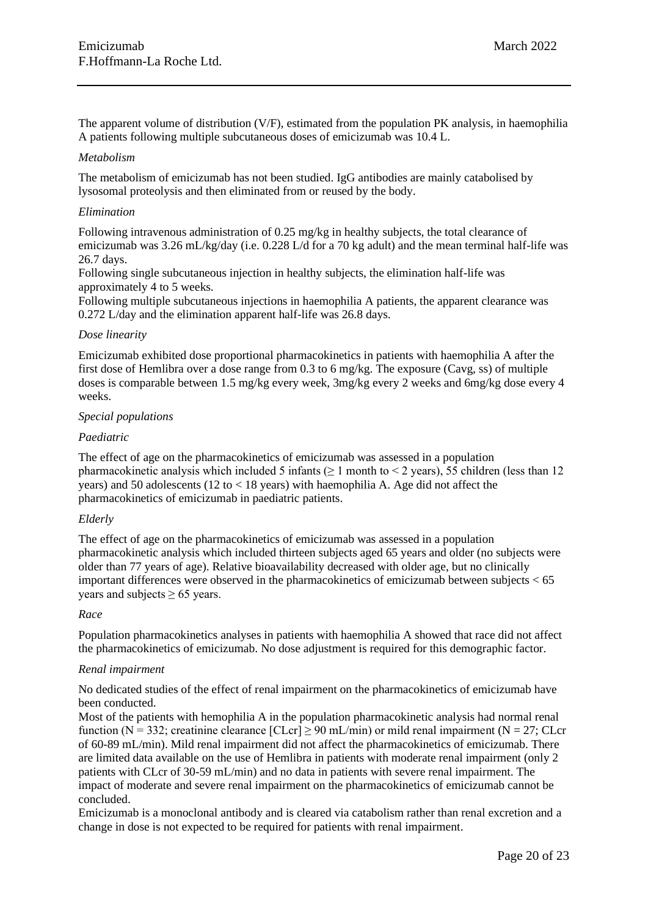The apparent volume of distribution (V/F), estimated from the population PK analysis, in haemophilia A patients following multiple subcutaneous doses of emicizumab was 10.4 L.

*Metabolism*

The metabolism of emicizumab has not been studied. IgG antibodies are mainly catabolised by lysosomal proteolysis and then eliminated from or reused by the body.

*Elimination*

Following intravenous administration of 0.25 mg/kg in healthy subjects, the total clearance of emicizumab was 3.26 mL/kg/day (i.e. 0.228 L/d for a 70 kg adult) and the mean terminal half-life was 26.7 days.

Following single subcutaneous injection in healthy subjects, the elimination half-life was approximately 4 to 5 weeks.

Following multiple subcutaneous injections in haemophilia A patients, the apparent clearance was 0.272 L/day and the elimination apparent half-life was 26.8 days.

*Dose linearity*

Emicizumab exhibited dose proportional pharmacokinetics in patients with haemophilia A after the first dose of Hemlibra over a dose range from 0.3 to 6 mg/kg. The exposure (Cavg, ss) of multiple doses is comparable between 1.5 mg/kg every week, 3mg/kg every 2 weeks and 6mg/kg dose every 4 weeks.

*Special populations*

*Paediatric*

The effect of age on the pharmacokinetics of emicizumab was assessed in a population pharmacokinetic analysis which included 5 infants (≥ 1 month to < 2 years), 55 children (less than 12 years) and 50 adolescents (12 to < 18 years) with haemophilia A. Age did not affect the pharmacokinetics of emicizumab in paediatric patients.

*Elderly*

The effect of age on the pharmacokinetics of emicizumab was assessed in a population pharmacokinetic analysis which included thirteen subjects aged 65 years and older (no subjects were older than 77 years of age). Relative bioavailability decreased with older age, but no clinically important differences were observed in the pharmacokinetics of emicizumab between subjects < 65 years and subjects ≥ 65 years.

*Race*

Population pharmacokinetics analyses in patients with haemophilia A showed that race did not affect the pharmacokinetics of emicizumab. No dose adjustment is required for this demographic factor.

*Renal impairment*

No dedicated studies of the effect of renal impairment on the pharmacokinetics of emicizumab have been conducted.

Most of the patients with hemophilia A in the population pharmacokinetic analysis had normal renal function (N = 332; creatinine clearance [CLcr] ≥ 90 mL/min) or mild renal impairment (N = 27; CLcr of 60-89 mL/min). Mild renal impairment did not affect the pharmacokinetics of emicizumab. There are limited data available on the use of Hemlibra in patients with moderate renal impairment (only 2 patients with CLcr of 30-59 mL/min) and no data in patients with severe renal impairment. The impact of moderate and severe renal impairment on the pharmacokinetics of emicizumab cannot be concluded.

Emicizumab is a monoclonal antibody and is cleared via catabolism rather than renal excretion and a change in dose is not expected to be required for patients with renal impairment.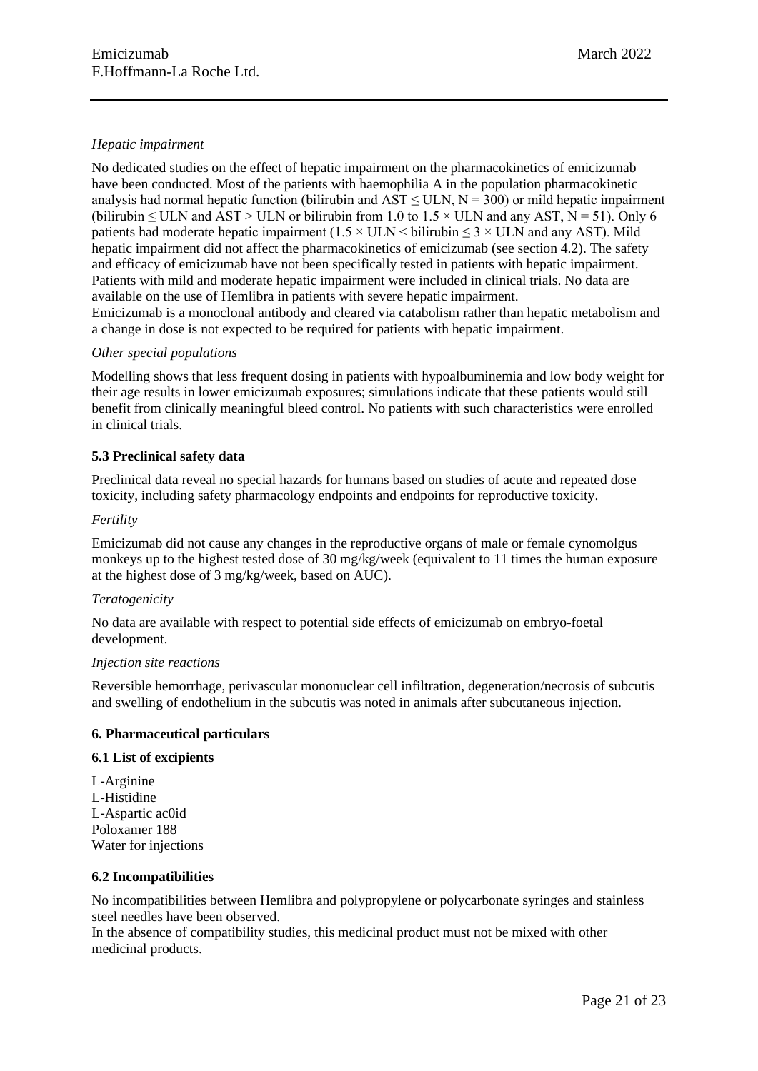*Hepatic impairment*

No dedicated studies on the effect of hepatic impairment on the pharmacokinetics of emicizumab have been conducted. Most of the patients with haemophilia A in the population pharmacokinetic analysis had normal hepatic function (bilirubin and AST $\leq$ ULN, N = 300) or mild hepatic impairment (bilirubin $\leq$ ULN and AST > ULN or bilirubin from 1.0 to 1.5 $\times$ ULN and any AST, N = 51). Only 6 patients had moderate hepatic impairment (1.5 $\times$ ULN < bilirubin $\leq$ 3 $\times$ ULN and any AST). Mild hepatic impairment did not affect the pharmacokinetics of emicizumab (see section 4.2). The safety and efficacy of emicizumab have not been specifically tested in patients with hepatic impairment. Patients with mild and moderate hepatic impairment were included in clinical trials. No data are available on the use of Hemlibra in patients with severe hepatic impairment.
Emicizumab is a monoclonal antibody and cleared via catabolism rather than hepatic metabolism and a change in dose is not expected to be required for patients with hepatic impairment.

*Other special populations*

Modelling shows that less frequent dosing in patients with hypoalbuminemia and low body weight for their age results in lower emicizumab exposures; simulations indicate that these patients would still benefit from clinically meaningful bleed control. No patients with such characteristics were enrolled in clinical trials.

**5.3 Preclinical safety data**

Preclinical data reveal no special hazards for humans based on studies of acute and repeated dose toxicity, including safety pharmacology endpoints and endpoints for reproductive toxicity.

*Fertility*

Emicizumab did not cause any changes in the reproductive organs of male or female cynomolgus monkeys up to the highest tested dose of 30 mg/kg/week (equivalent to 11 times the human exposure at the highest dose of 3 mg/kg/week, based on AUC).

*Teratogenicity*

No data are available with respect to potential side effects of emicizumab on embryo-foetal development.

*Injection site reactions*

Reversible hemorrhage, perivascular mononuclear cell infiltration, degeneration/necrosis of subcutis and swelling of endothelium in the subcutis was noted in animals after subcutaneous injection.

**6. Pharmaceutical particulars**

**6.1 List of excipients**

L-Arginine
L-Histidine
L-Aspartic ac0id
Poloxamer 188
Water for injections

**6.2 Incompatibilities**

No incompatibilities between Hemlibra and polypropylene or polycarbonate syringes and stainless steel needles have been observed.
In the absence of compatibility studies, this medicinal product must not be mixed with other medicinal products.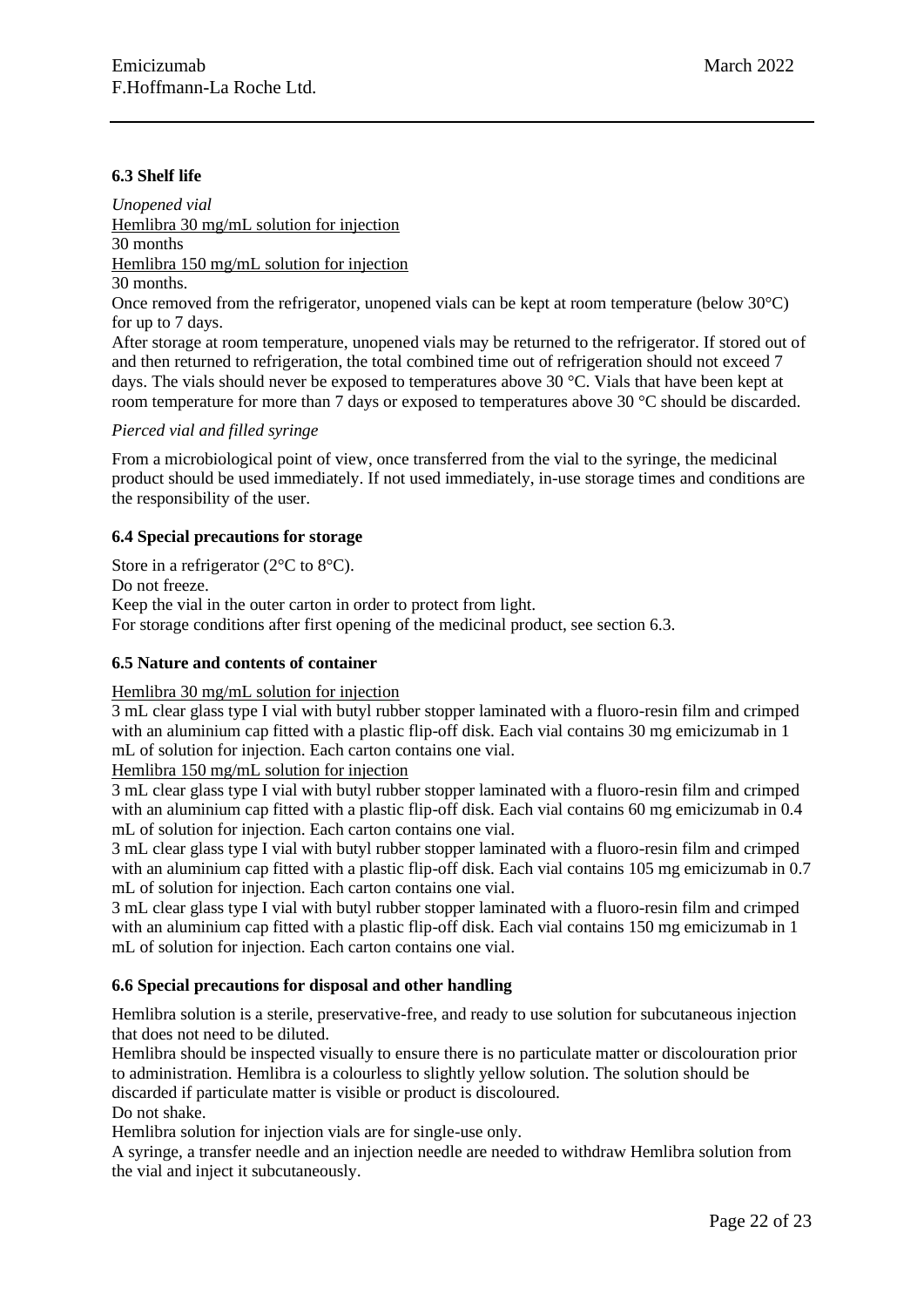### 6.3 Shelf life

*Unopened vial*

Hemlibra 30 mg/mL solution for injection

30 months

Hemlibra 150 mg/mL solution for injection

30 months.

Once removed from the refrigerator, unopened vials can be kept at room temperature (below 30°C) for up to 7 days.

After storage at room temperature, unopened vials may be returned to the refrigerator. If stored out of and then returned to refrigeration, the total combined time out of refrigeration should not exceed 7 days. The vials should never be exposed to temperatures above 30 °C. Vials that have been kept at room temperature for more than 7 days or exposed to temperatures above 30 °C should be discarded.

*Pierced vial and filled syringe*

From a microbiological point of view, once transferred from the vial to the syringe, the medicinal product should be used immediately. If not used immediately, in-use storage times and conditions are the responsibility of the user.

### 6.4 Special precautions for storage

Store in a refrigerator (2°C to 8°C).

Do not freeze.

Keep the vial in the outer carton in order to protect from light.

For storage conditions after first opening of the medicinal product, see section 6.3.

### 6.5 Nature and contents of container

Hemlibra 30 mg/mL solution for injection

3 mL clear glass type I vial with butyl rubber stopper laminated with a fluoro-resin film and crimped with an aluminium cap fitted with a plastic flip-off disk. Each vial contains 30 mg emicizumab in 1 mL of solution for injection. Each carton contains one vial.

Hemlibra 150 mg/mL solution for injection

3 mL clear glass type I vial with butyl rubber stopper laminated with a fluoro-resin film and crimped with an aluminium cap fitted with a plastic flip-off disk. Each vial contains 60 mg emicizumab in 0.4 mL of solution for injection. Each carton contains one vial.

3 mL clear glass type I vial with butyl rubber stopper laminated with a fluoro-resin film and crimped with an aluminium cap fitted with a plastic flip-off disk. Each vial contains 105 mg emicizumab in 0.7 mL of solution for injection. Each carton contains one vial.

3 mL clear glass type I vial with butyl rubber stopper laminated with a fluoro-resin film and crimped with an aluminium cap fitted with a plastic flip-off disk. Each vial contains 150 mg emicizumab in 1 mL of solution for injection. Each carton contains one vial.

### 6.6 Special precautions for disposal and other handling

Hemlibra solution is a sterile, preservative-free, and ready to use solution for subcutaneous injection that does not need to be diluted.

Hemlibra should be inspected visually to ensure there is no particulate matter or discolouration prior to administration. Hemlibra is a colourless to slightly yellow solution. The solution should be discarded if particulate matter is visible or product is discoloured.

Do not shake.

Hemlibra solution for injection vials are for single-use only.

A syringe, a transfer needle and an injection needle are needed to withdraw Hemlibra solution from the vial and inject it subcutaneously.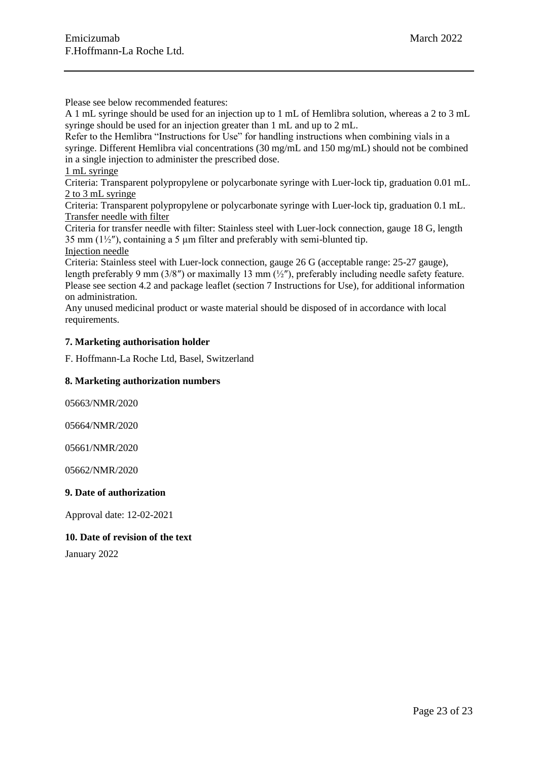Please see below recommended features:

A 1 mL syringe should be used for an injection up to 1 mL of Hemlibra solution, whereas a 2 to 3 mL syringe should be used for an injection greater than 1 mL and up to 2 mL.

Refer to the Hemlibra "Instructions for Use" for handling instructions when combining vials in a syringe. Different Hemlibra vial concentrations (30 mg/mL and 150 mg/mL) should not be combined in a single injection to administer the prescribed dose.

<u>1 mL syringe</u>

Criteria: Transparent polypropylene or polycarbonate syringe with Luer-lock tip, graduation 0.01 mL.

<u>2 to 3 mL syringe</u>

Criteria: Transparent polypropylene or polycarbonate syringe with Luer-lock tip, graduation 0.1 mL.

<u>Transfer needle with filter</u>

Criteria for transfer needle with filter: Stainless steel with Luer-lock connection, gauge 18 G, length 35 mm (1½″), containing a 5 µm filter and preferably with semi-blunted tip.

<u>Injection needle</u>

Criteria: Stainless steel with Luer-lock connection, gauge 26 G (acceptable range: 25-27 gauge), length preferably 9 mm (3/8″) or maximally 13 mm (½″), preferably including needle safety feature.

Please see section 4.2 and package leaflet (section 7 Instructions for Use), for additional information on administration.

Any unused medicinal product or waste material should be disposed of in accordance with local requirements.

## 7. Marketing authorisation holder

F. Hoffmann-La Roche Ltd, Basel, Switzerland

## 8. Marketing authorization numbers

05663/NMR/2020

05664/NMR/2020

05661/NMR/2020

05662/NMR/2020

## 9. Date of authorization

Approval date: 12-02-2021

## 10. Date of revision of the text

January 2022